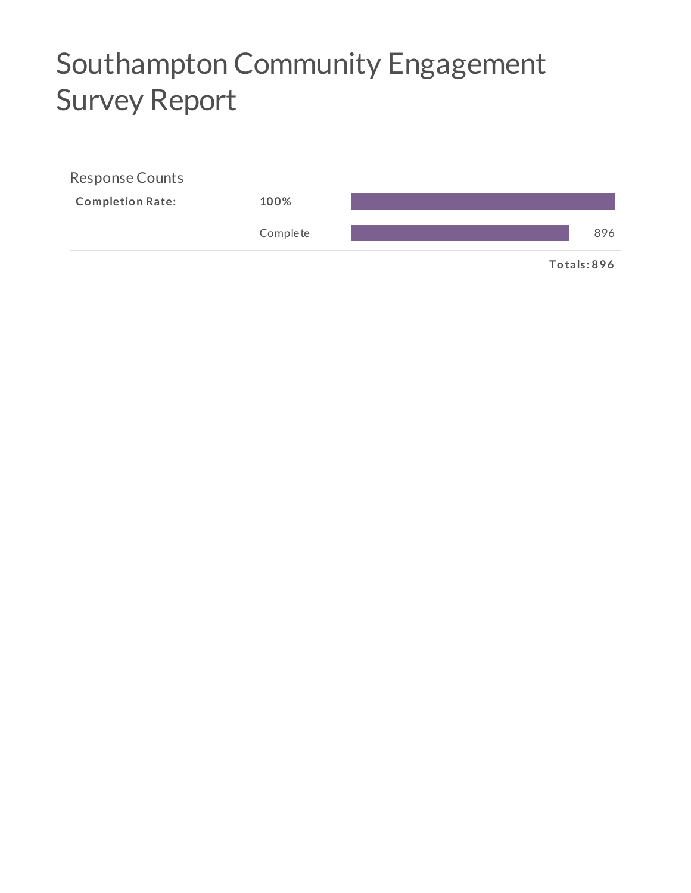# Southampton Community Engagement Survey Report

## Response Counts

| | | |
|---|---|---|
| **Completion Rate:** | **100%** | |
| | Complete | 896 |
| | | **Totals: 896** |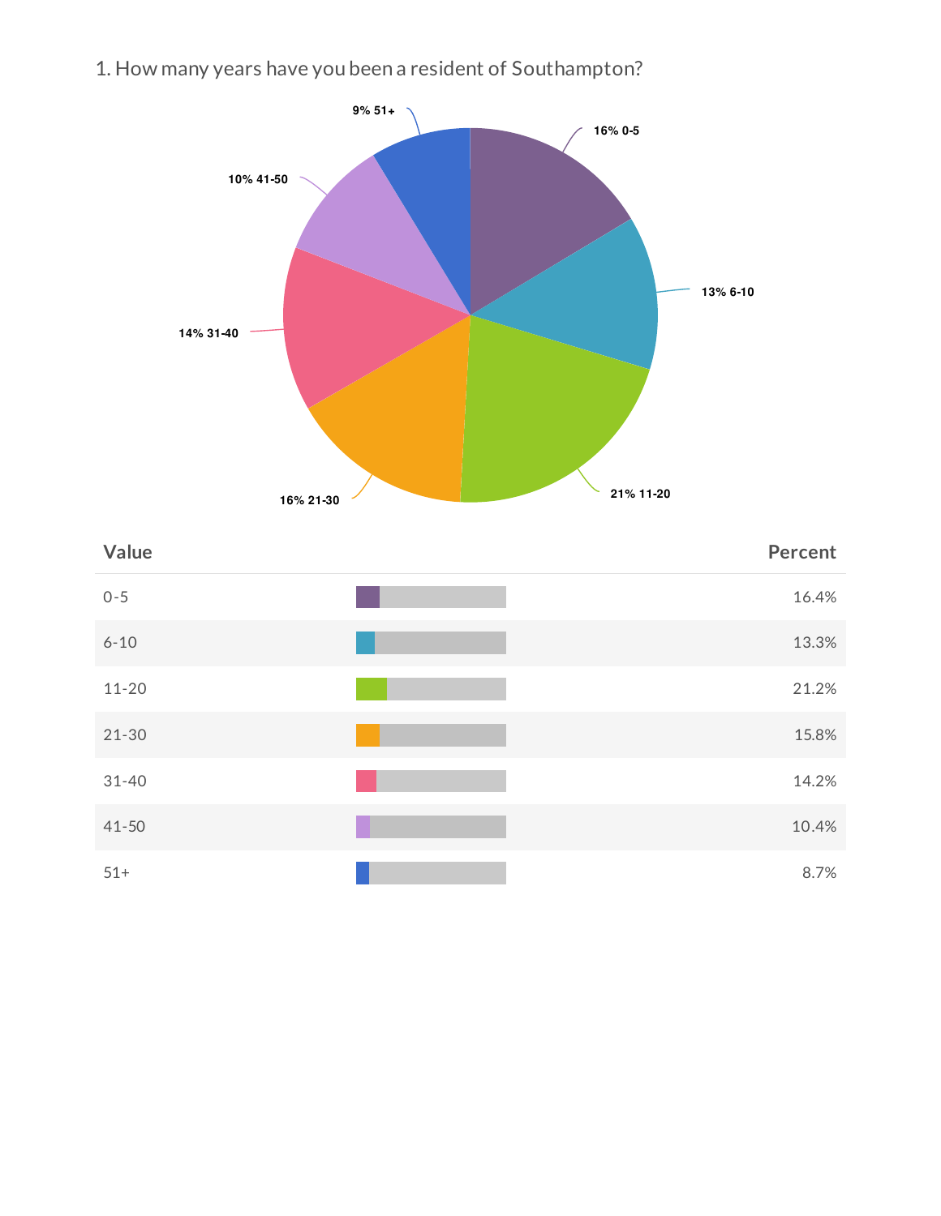## 1. How many years have you been a resident of Southampton?

| Value | Percent |
|---|---|
| 0-5 | 16.4% |
| 6-10 | 13.3% |
| 11-20 | 21.2% |
| 21-30 | 15.8% |
| 31-40 | 14.2% |
| 41-50 | 10.4% |
| 51+ | 8.7% |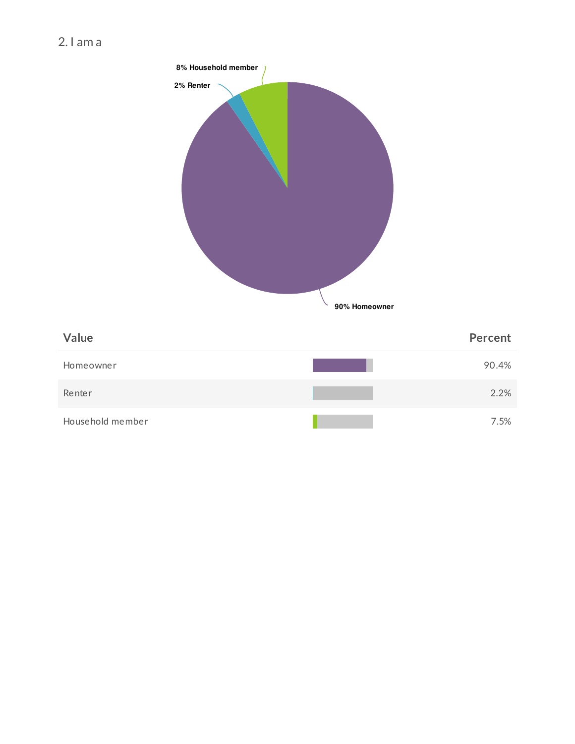## 2. I am a

8% Household member

2% Renter

90% Homeowner

| Value | Percent |
| --- | --- |
| Homeowner | 90.4% |
| Renter | 2.2% |
| Household member | 7.5% |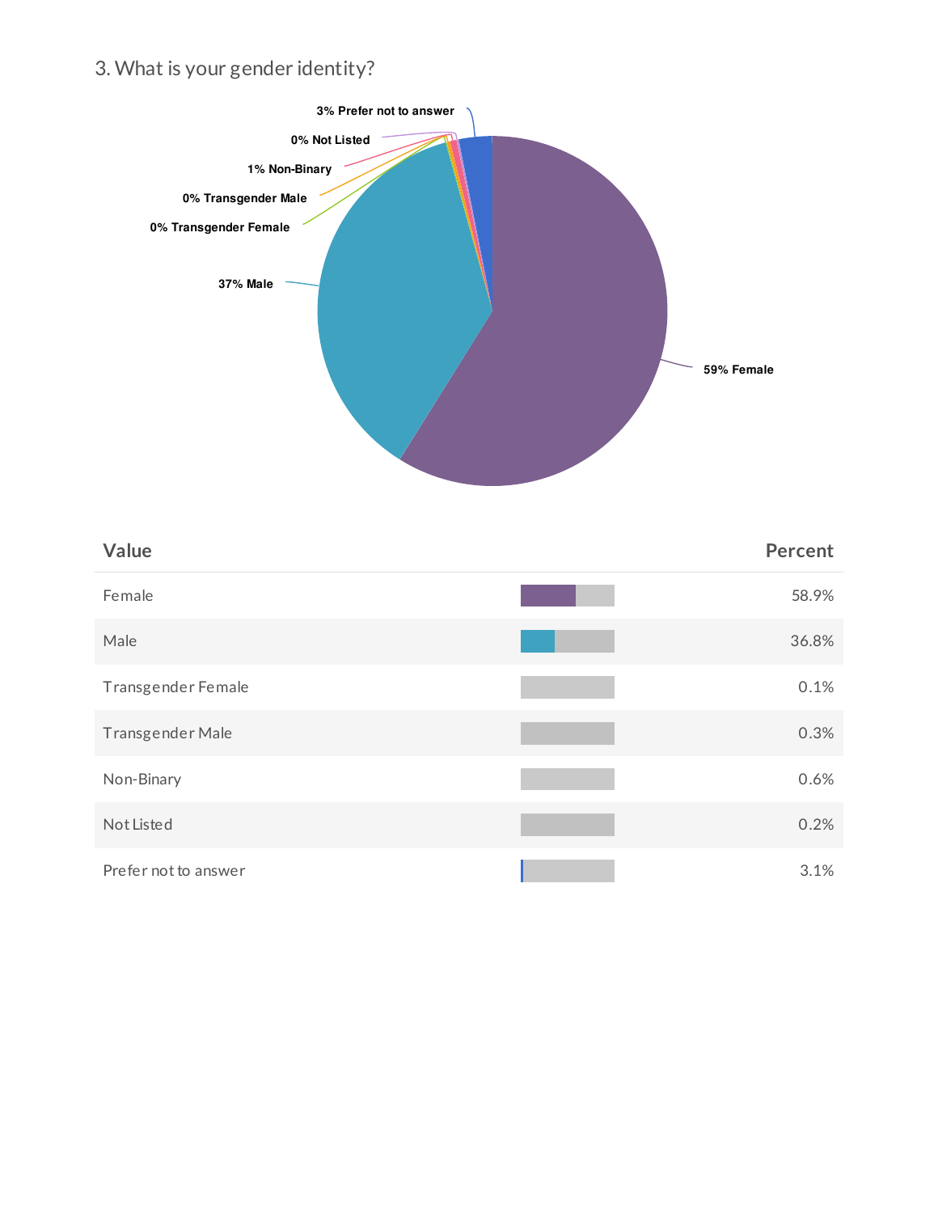## 3. What is your gender identity?

| Value | Percent |
| --- | --- |
| Female | 58.9% |
| Male | 36.8% |
| Transgender Female | 0.1% |
| Transgender Male | 0.3% |
| Non-Binary | 0.6% |
| Not Listed | 0.2% |
| Prefer not to answer | 3.1% |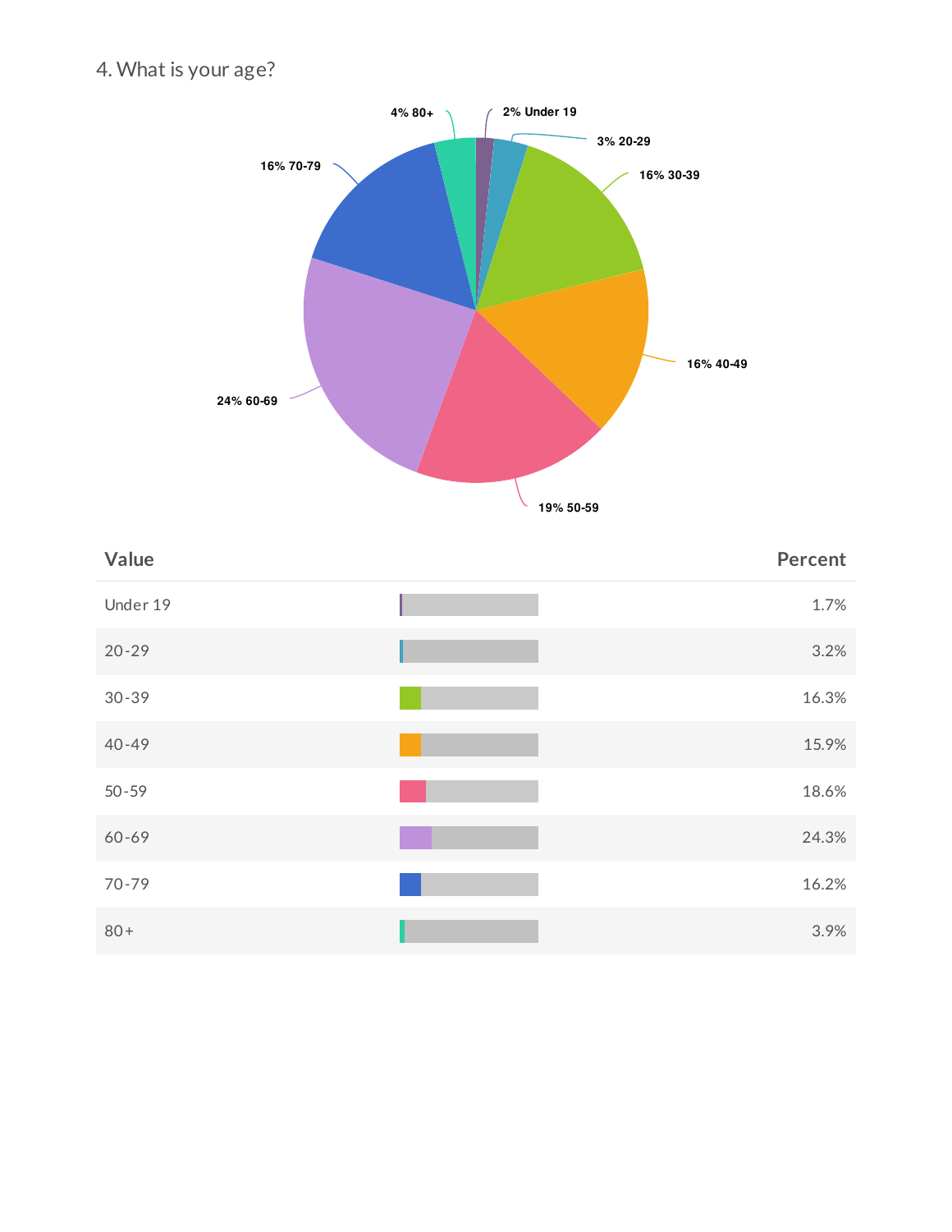4. What is your age?

| Value | Percent |
| --- | --- |
| Under 19 | 1.7% |
| 20-29 | 3.2% |
| 30-39 | 16.3% |
| 40-49 | 15.9% |
| 50-59 | 18.6% |
| 60-69 | 24.3% |
| 70-79 | 16.2% |
| 80+ | 3.9% |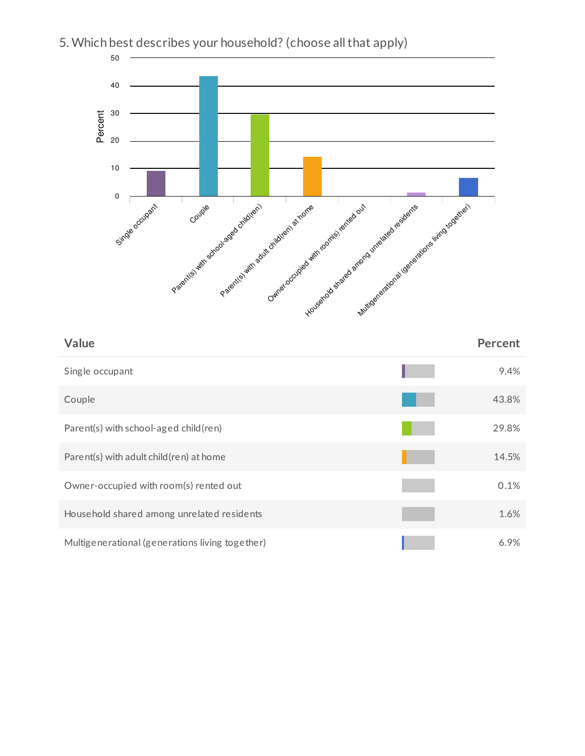## 5. Which best describes your household? (choose all that apply)

| Value | Percent |
| --- | --- |
| Single occupant | 9.4% |
| Couple | 43.8% |
| Parent(s) with school-aged child(ren) | 29.8% |
| Parent(s) with adult child(ren) at home | 14.5% |
| Owner-occupied with room(s) rented out | 0.1% |
| Household shared among unrelated residents | 1.6% |
| Multigenerational (generations living together) | 6.9% |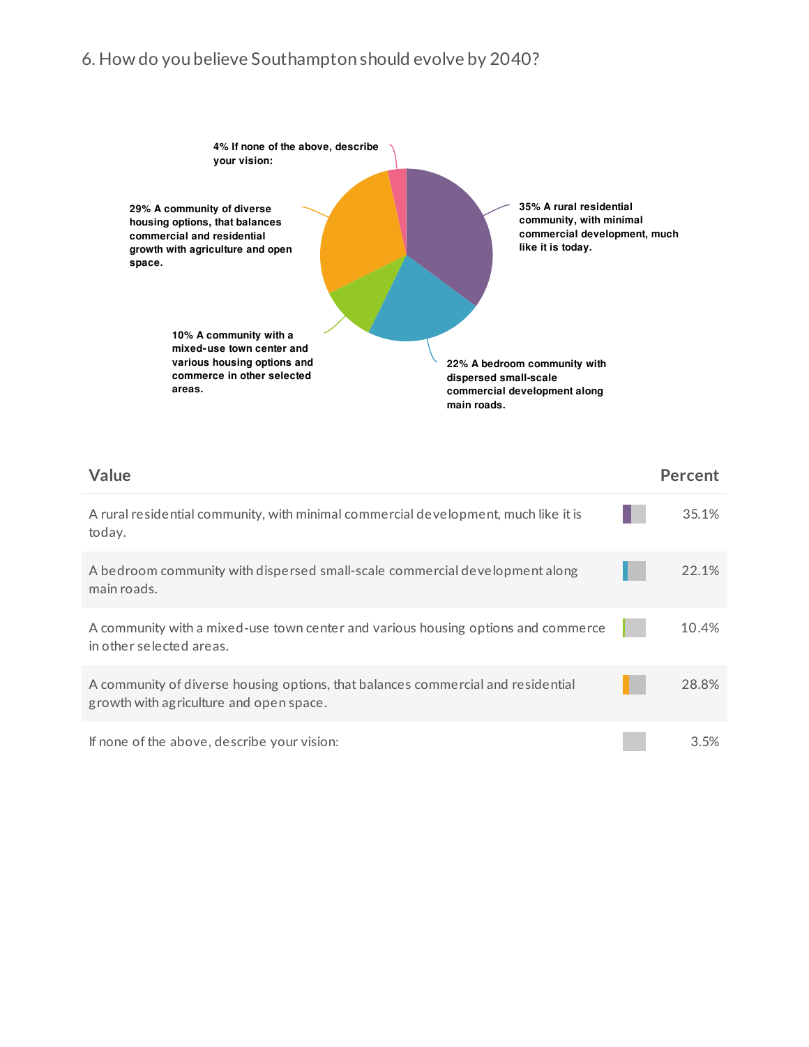## 6. How do you believe Southampton should evolve by 2040?

| Value | Percent |
|---|---|
| A rural residential community, with minimal commercial development, much like it is today. | 35.1% |
| A bedroom community with dispersed small-scale commercial development along main roads. | 22.1% |
| A community with a mixed-use town center and various housing options and commerce in other selected areas. | 10.4% |
| A community of diverse housing options, that balances commercial and residential growth with agriculture and open space. | 28.8% |
| If none of the above, describe your vision: | 3.5% |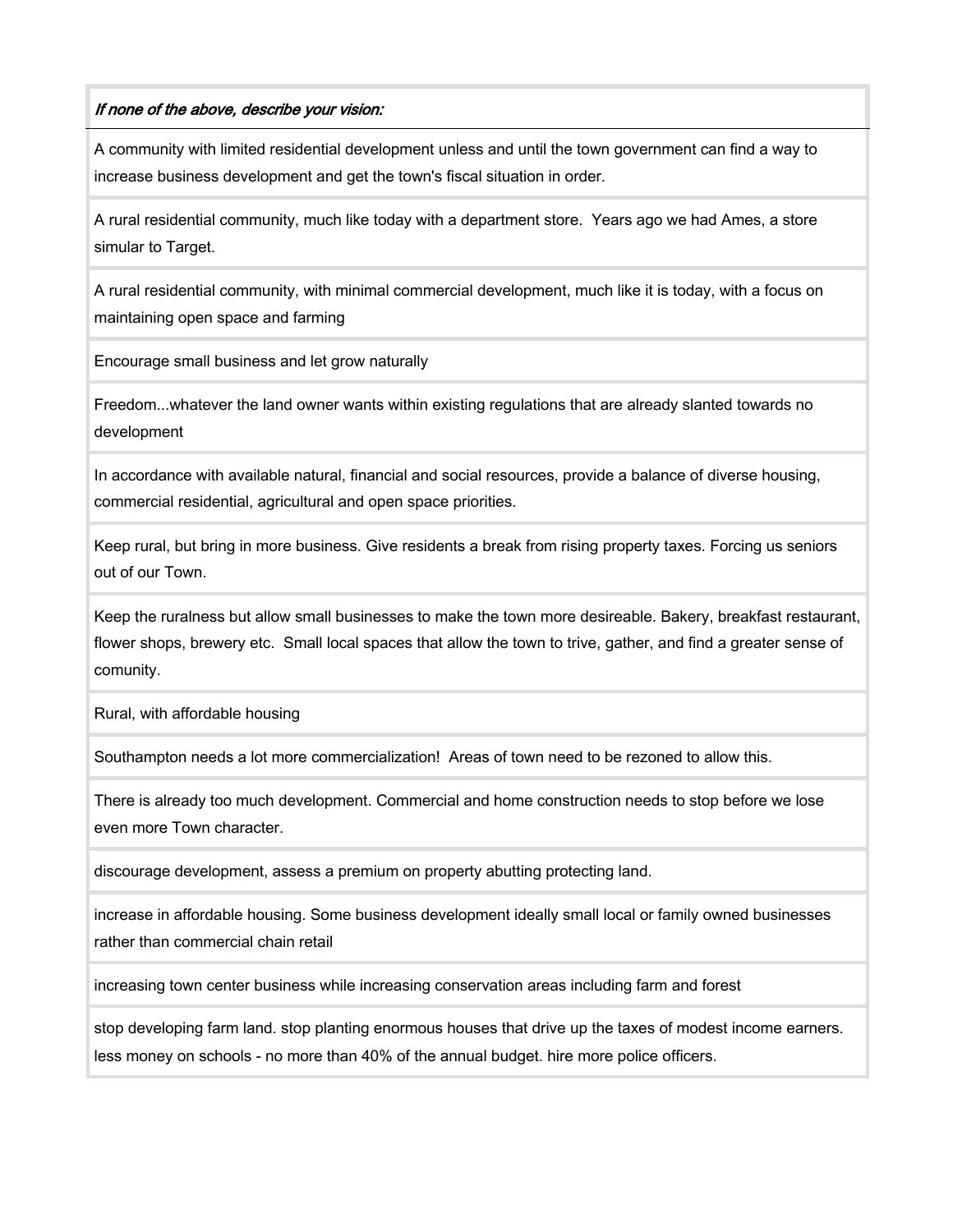| *If none of the above, describe your vision:* |
| --- |
| A community with limited residential development unless and until the town government can find a way to increase business development and get the town's fiscal situation in order. |
| A rural residential community, much like today with a department store.  Years ago we had Ames, a store simular to Target. |
| A rural residential community, with minimal commercial development, much like it is today, with a focus on maintaining open space and farming |
| Encourage small business and let grow naturally |
| Freedom...whatever the land owner wants within existing regulations that are already slanted towards no development |
| In accordance with available natural, financial and social resources, provide a balance of diverse housing, commercial residential, agricultural and open space priorities. |
| Keep rural, but bring in more business. Give residents a break from rising property taxes. Forcing us seniors out of our Town. |
| Keep the ruralness but allow small businesses to make the town more desireable. Bakery, breakfast restaurant, flower shops, brewery etc.  Small local spaces that allow the town to trive, gather, and find a greater sense of comunity. |
| Rural, with affordable housing |
| Southampton needs a lot more commercialization!  Areas of town need to be rezoned to allow this. |
| There is already too much development. Commercial and home construction needs to stop before we lose even more Town character. |
| discourage development, assess a premium on property abutting protecting land. |
| increase in affordable housing. Some business development ideally small local or family owned businesses rather than commercial chain retail |
| increasing town center business while increasing conservation areas including farm and forest |
| stop developing farm land. stop planting enormous houses that drive up the taxes of modest income earners. less money on schools - no more than 40% of the annual budget. hire more police officers. |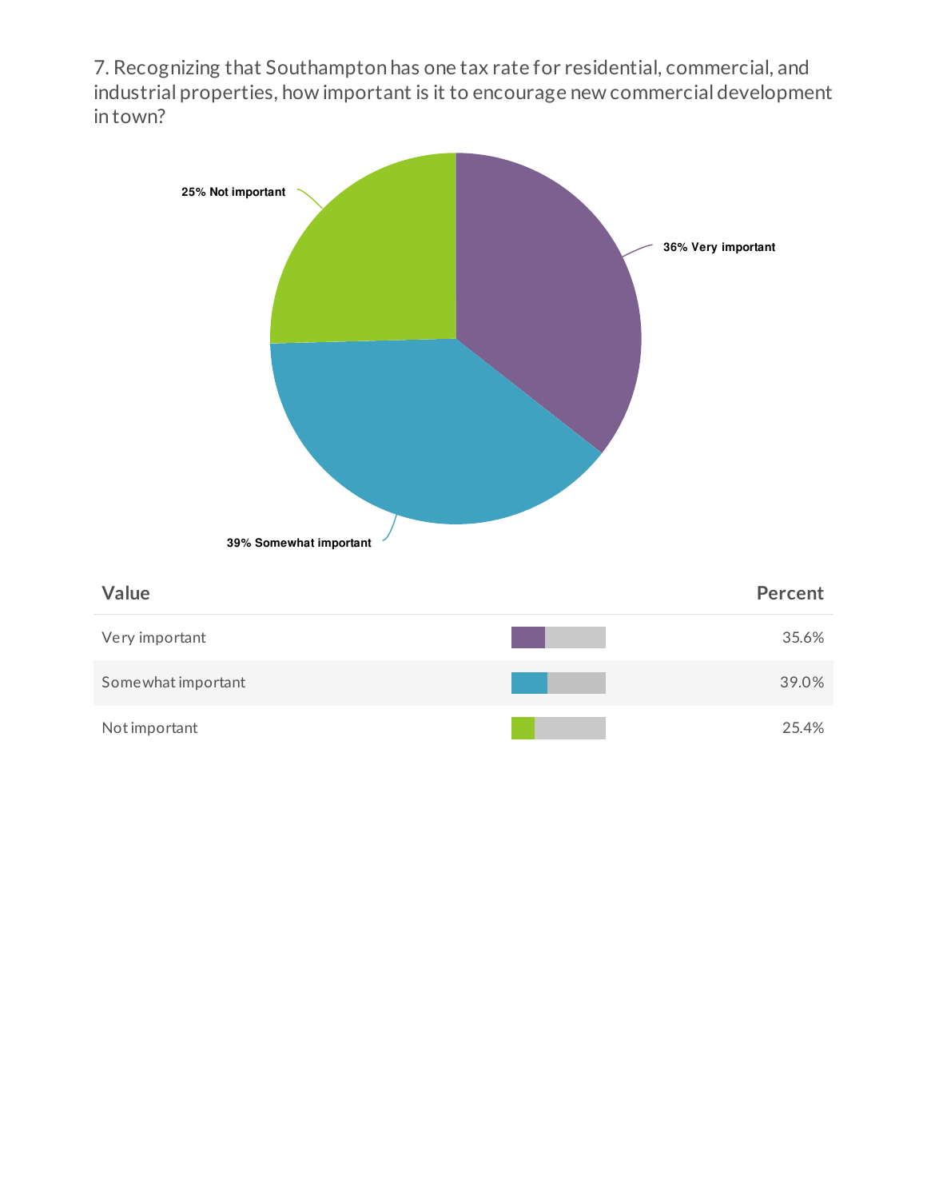7. Recognizing that Southampton has one tax rate for residential, commercial, and industrial properties, how important is it to encourage new commercial development in town?

| Value | Percent |
|---|---|
| Very important | 35.6% |
| Somewhat important | 39.0% |
| Not important | 25.4% |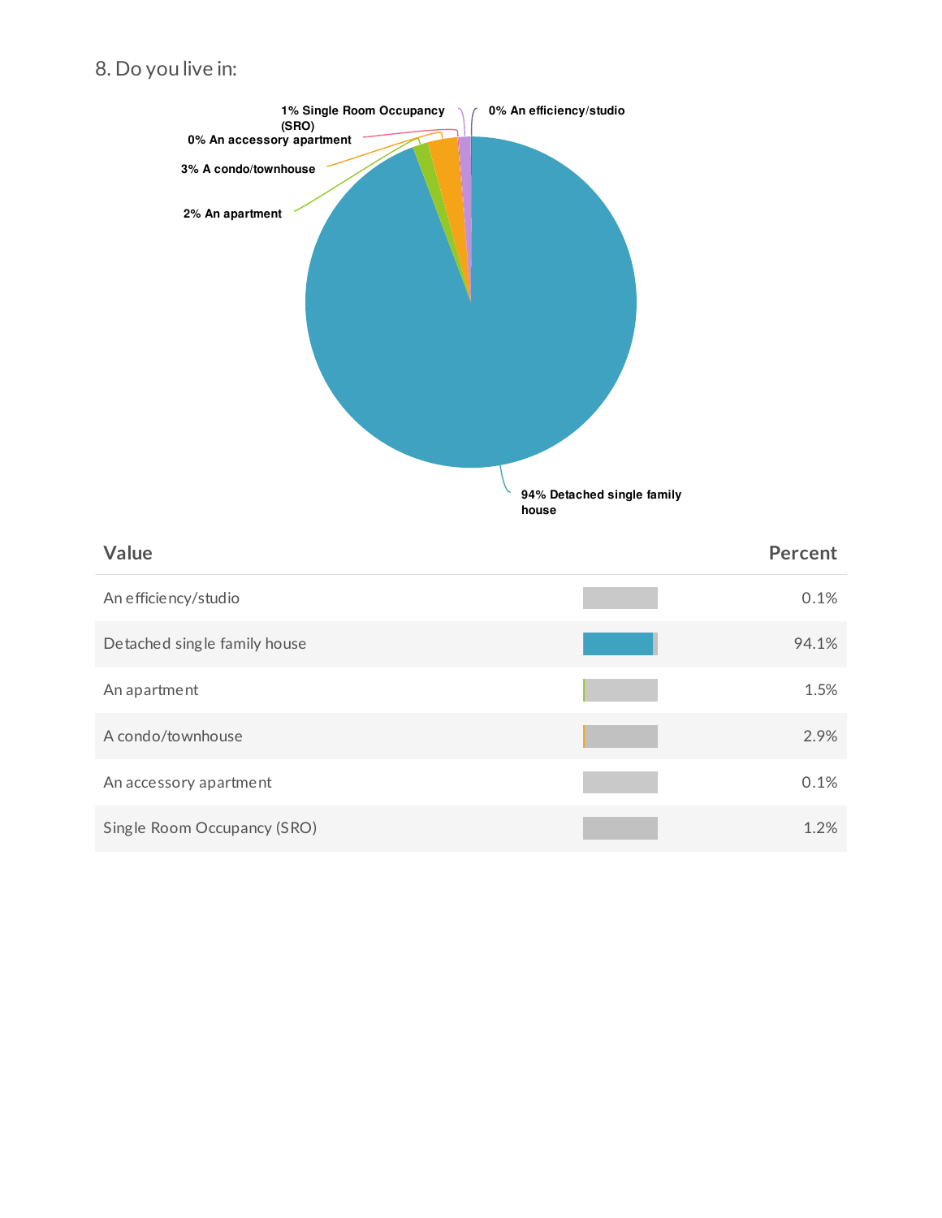8. Do you live in:

| Value | Percent |
|---|---|
| An efficiency/studio | 0.1% |
| Detached single family house | 94.1% |
| An apartment | 1.5% |
| A condo/townhouse | 2.9% |
| An accessory apartment | 0.1% |
| Single Room Occupancy (SRO) | 1.2% |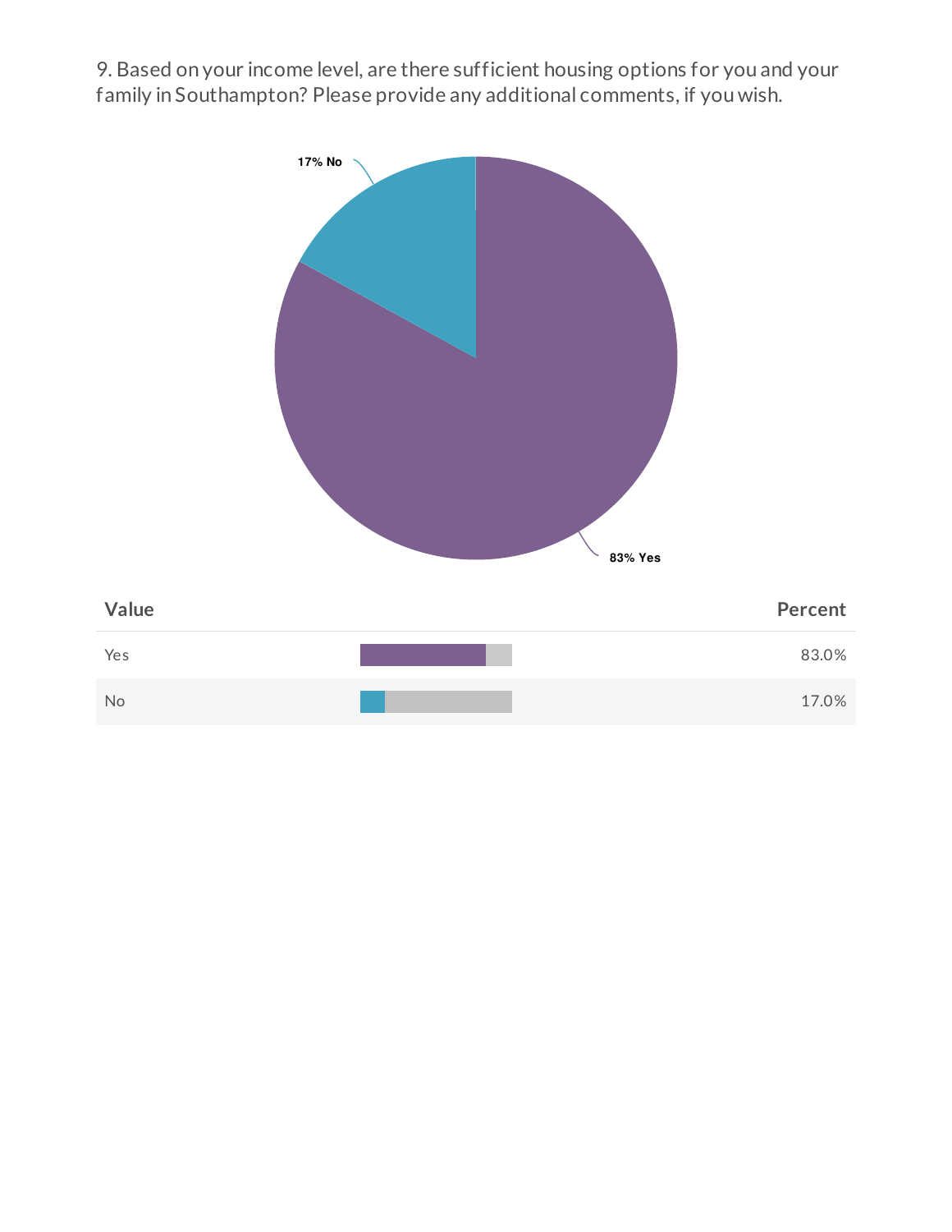9. Based on your income level, are there sufficient housing options for you and your family in Southampton? Please provide any additional comments, if you wish.

17% No

83% Yes

| Value | Percent |
| --- | --- |
| Yes | 83.0% |
| No | 17.0% |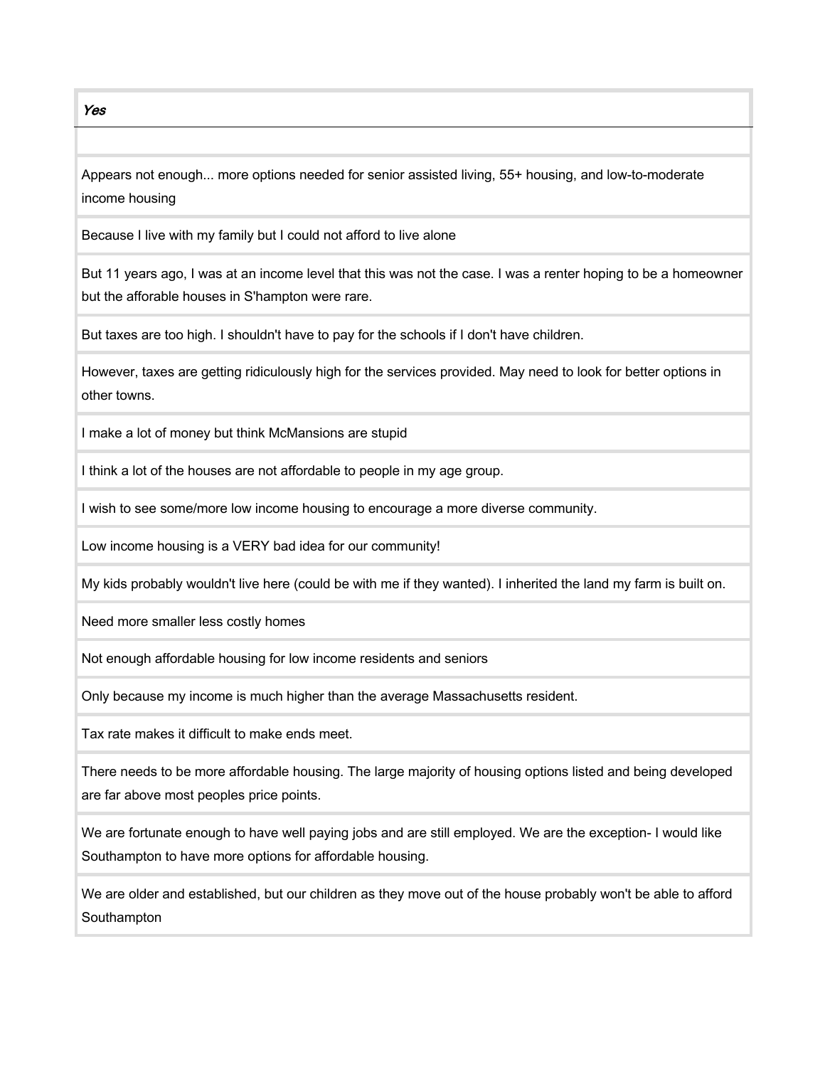| *Yes* |
| --- |
| |
| Appears not enough... more options needed for senior assisted living, 55+ housing, and low-to-moderate income housing |
| Because I live with my family but I could not afford to live alone |
| But 11 years ago, I was at an income level that this was not the case. I was a renter hoping to be a homeowner but the afforable houses in S'hampton were rare. |
| But taxes are too high. I shouldn't have to pay for the schools if I don't have children. |
| However, taxes are getting ridiculously high for the services provided. May need to look for better options in other towns. |
| I make a lot of money but think McMansions are stupid |
| I think a lot of the houses are not affordable to people in my age group. |
| I wish to see some/more low income housing to encourage a more diverse community. |
| Low income housing is a VERY bad idea for our community! |
| My kids probably wouldn't live here (could be with me if they wanted). I inherited the land my farm is built on. |
| Need more smaller less costly homes |
| Not enough affordable housing for low income residents and seniors |
| Only because my income is much higher than the average Massachusetts resident. |
| Tax rate makes it difficult to make ends meet. |
| There needs to be more affordable housing. The large majority of housing options listed and being developed are far above most peoples price points. |
| We are fortunate enough to have well paying jobs and are still employed. We are the exception- I would like Southampton to have more options for affordable housing. |
| We are older and established, but our children as they move out of the house probably won't be able to afford Southampton |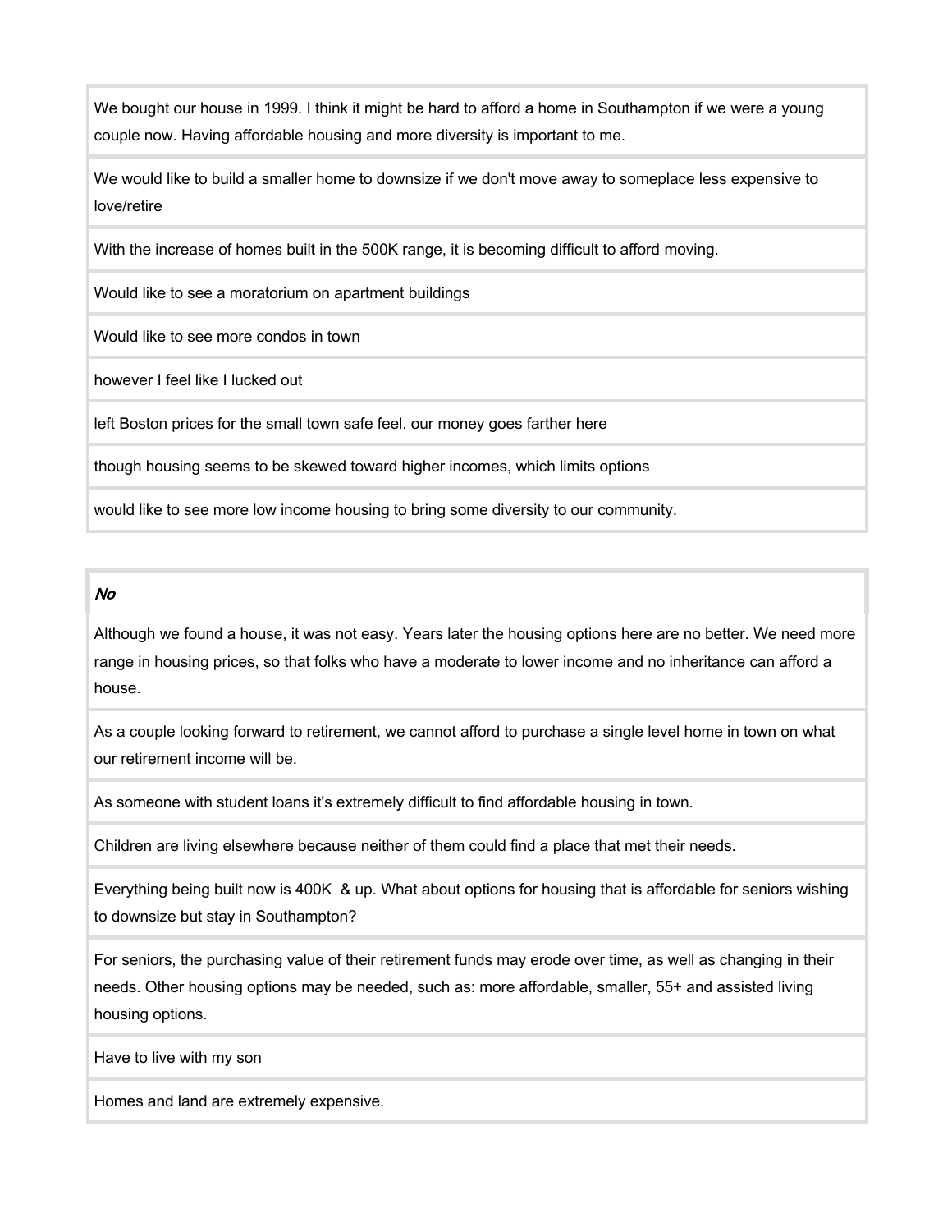| |
|---|
| We bought our house in 1999. I think it might be hard to afford a home in Southampton if we were a young couple now. Having affordable housing and more diversity is important to me. |
| We would like to build a smaller home to downsize if we don't move away to someplace less expensive to love/retire |
| With the increase of homes built in the 500K range, it is becoming difficult to afford moving. |
| Would like to see a moratorium on apartment buildings |
| Would like to see more condos in town |
| however I feel like I lucked out |
| left Boston prices for the small town safe feel. our money goes farther here |
| though housing seems to be skewed toward higher incomes, which limits options |
| would like to see more low income housing to bring some diversity to our community. |

| *No* |
|---|
| Although we found a house, it was not easy. Years later the housing options here are no better. We need more range in housing prices, so that folks who have a moderate to lower income and no inheritance can afford a house. |
| As a couple looking forward to retirement, we cannot afford to purchase a single level home in town on what our retirement income will be. |
| As someone with student loans it's extremely difficult to find affordable housing in town. |
| Children are living elsewhere because neither of them could find a place that met their needs. |
| Everything being built now is 400K & up. What about options for housing that is affordable for seniors wishing to downsize but stay in Southampton? |
| For seniors, the purchasing value of their retirement funds may erode over time, as well as changing in their needs. Other housing options may be needed, such as: more affordable, smaller, 55+ and assisted living housing options. |
| Have to live with my son |
| Homes and land are extremely expensive. |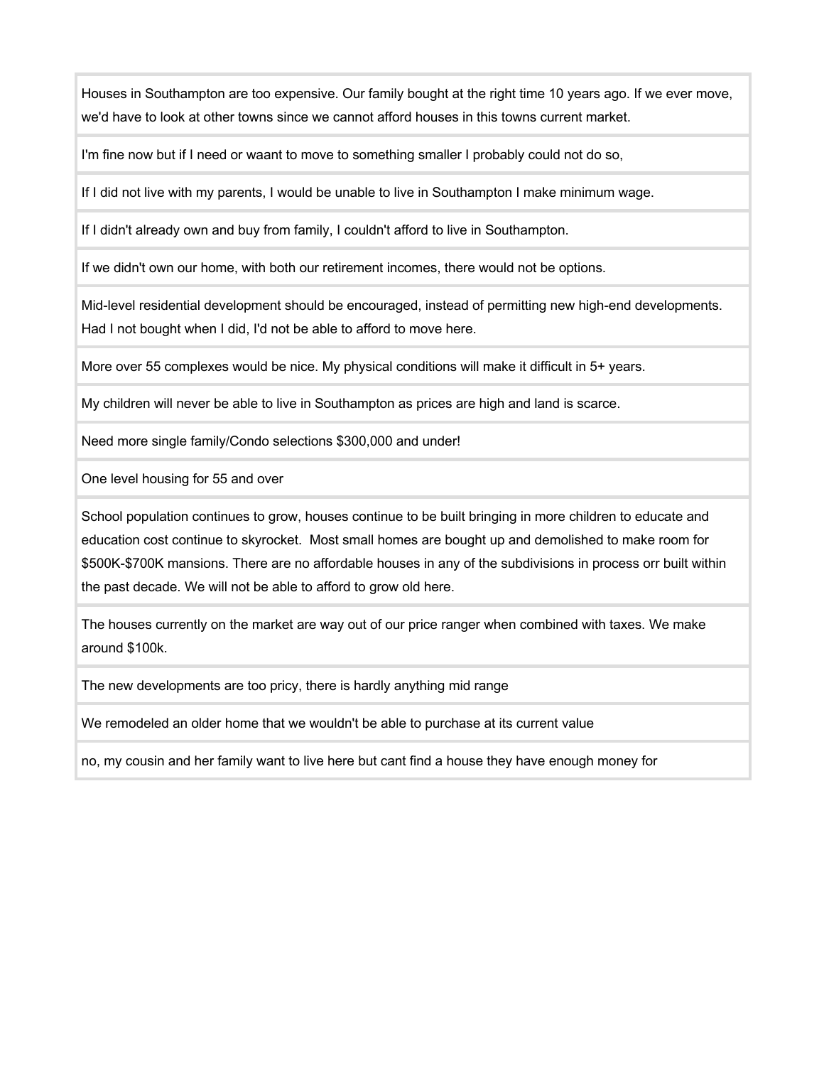| |
|---|
| Houses in Southampton are too expensive. Our family bought at the right time 10 years ago. If we ever move, we'd have to look at other towns since we cannot afford houses in this towns current market. |
| I'm fine now but if I need or waant to move to something smaller I probably could not do so, |
| If I did not live with my parents, I would be unable to live in Southampton I make minimum wage. |
| If I didn't already own and buy from family, I couldn't afford to live in Southampton. |
| If we didn't own our home, with both our retirement incomes, there would not be options. |
| Mid-level residential development should be encouraged, instead of permitting new high-end developments. Had I not bought when I did, I'd not be able to afford to move here. |
| More over 55 complexes would be nice. My physical conditions will make it difficult in 5+ years. |
| My children will never be able to live in Southampton as prices are high and land is scarce. |
| Need more single family/Condo selections $300,000 and under! |
| One level housing for 55 and over |
| School population continues to grow, houses continue to be built bringing in more children to educate and education cost continue to skyrocket. Most small homes are bought up and demolished to make room for $500K-$700K mansions. There are no affordable houses in any of the subdivisions in process orr built within the past decade. We will not be able to afford to grow old here. |
| The houses currently on the market are way out of our price ranger when combined with taxes. We make around $100k. |
| The new developments are too pricy, there is hardly anything mid range |
| We remodeled an older home that we wouldn't be able to purchase at its current value |
| no, my cousin and her family want to live here but cant find a house they have enough money for |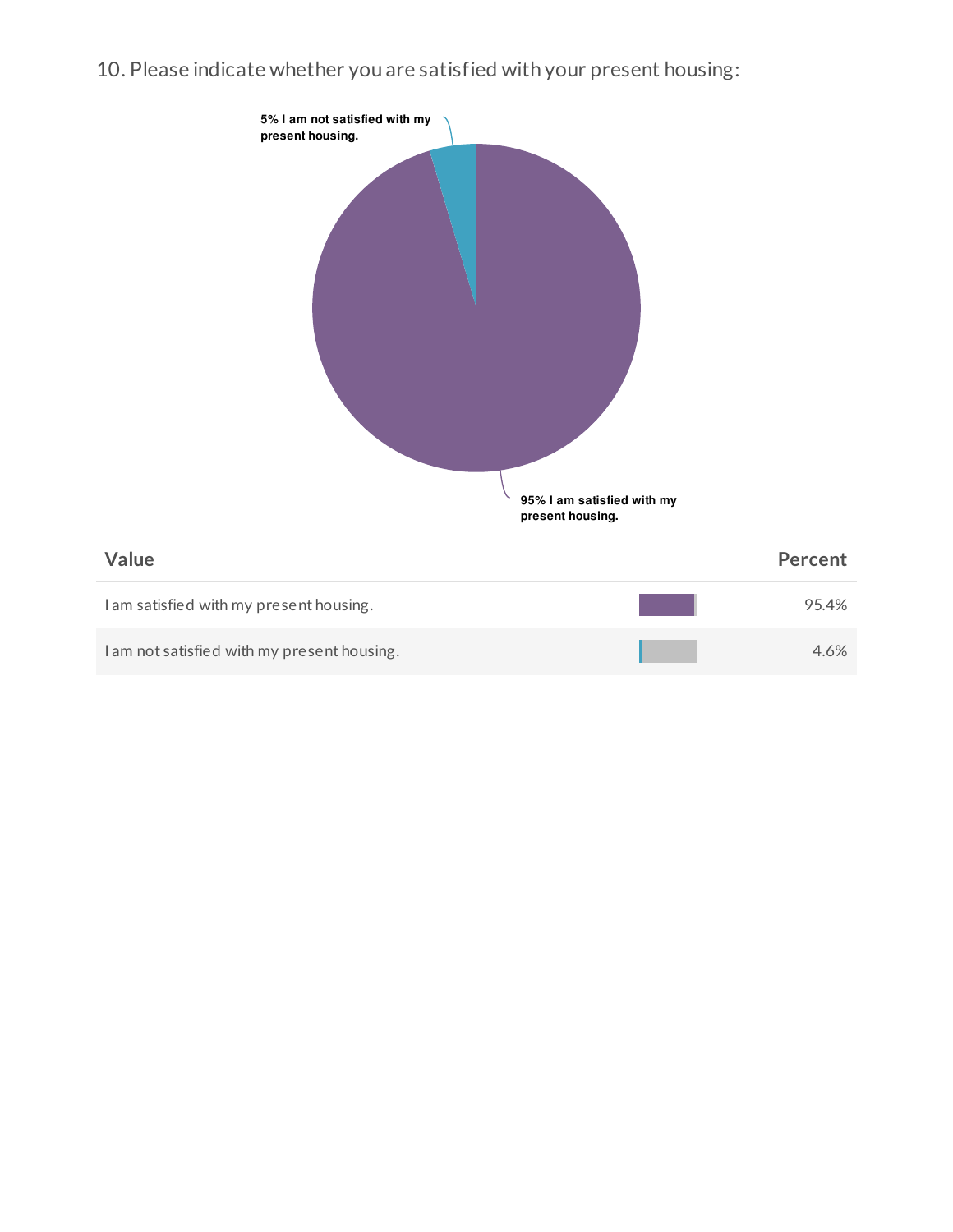10. Please indicate whether you are satisfied with your present housing:

5% I am not satisfied with my present housing.

95% I am satisfied with my present housing.

| Value | Percent |
| --- | --- |
| I am satisfied with my present housing. | 95.4% |
| I am not satisfied with my present housing. | 4.6% |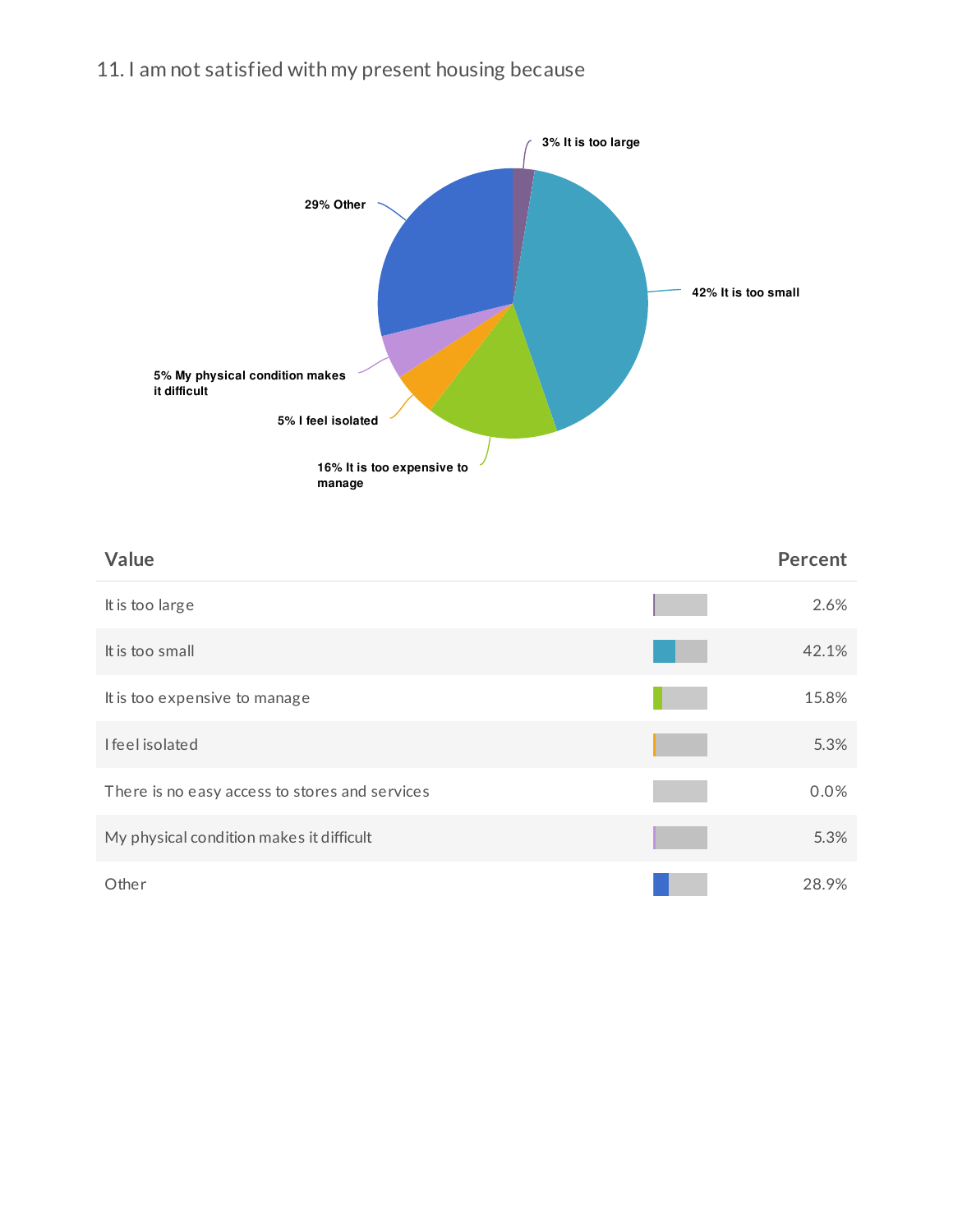## 11. I am not satisfied with my present housing because

3% It is too large

42% It is too small

16% It is too expensive to manage

5% I feel isolated

5% My physical condition makes it difficult

29% Other

| Value | Percent |
|---|---|
| It is too large | 2.6% |
| It is too small | 42.1% |
| It is too expensive to manage | 15.8% |
| I feel isolated | 5.3% |
| There is no easy access to stores and services | 0.0% |
| My physical condition makes it difficult | 5.3% |
| Other | 28.9% |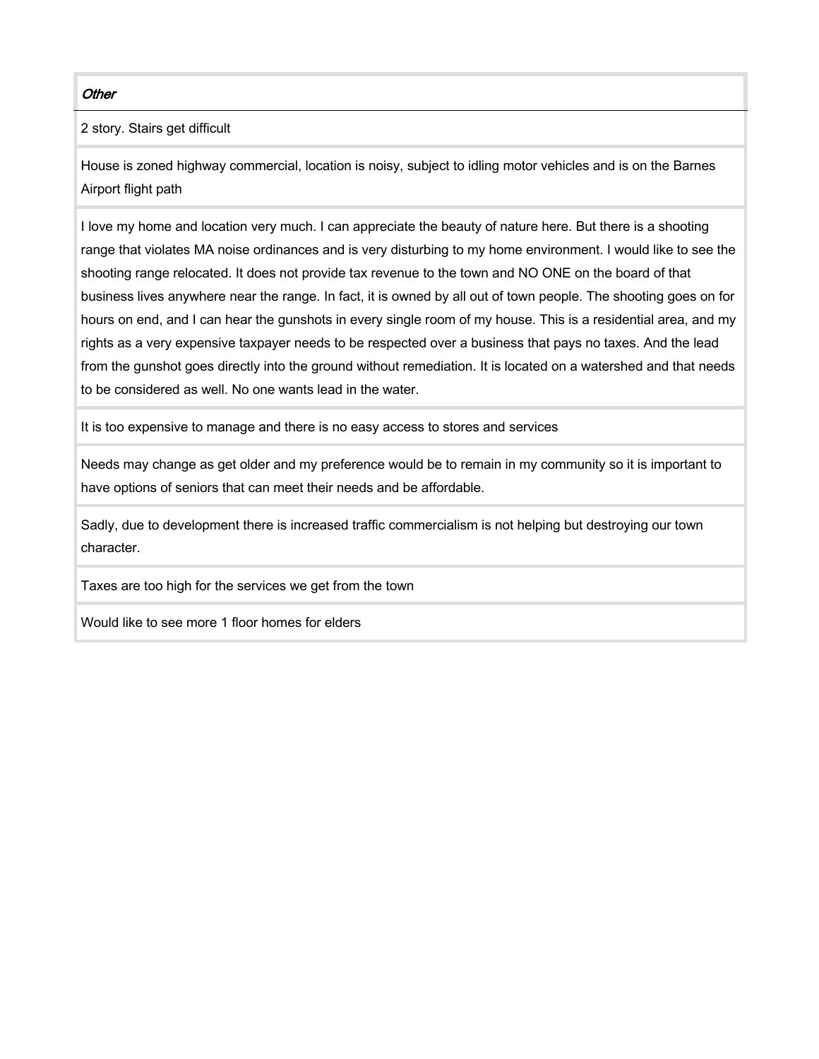| *Other* |
| --- |
| 2 story. Stairs get difficult |
| House is zoned highway commercial, location is noisy, subject to idling motor vehicles and is on the Barnes Airport flight path |
| I love my home and location very much. I can appreciate the beauty of nature here. But there is a shooting range that violates MA noise ordinances and is very disturbing to my home environment. I would like to see the shooting range relocated. It does not provide tax revenue to the town and NO ONE on the board of that business lives anywhere near the range. In fact, it is owned by all out of town people. The shooting goes on for hours on end, and I can hear the gunshots in every single room of my house. This is a residential area, and my rights as a very expensive taxpayer needs to be respected over a business that pays no taxes. And the lead from the gunshot goes directly into the ground without remediation. It is located on a watershed and that needs to be considered as well. No one wants lead in the water. |
| It is too expensive to manage and there is no easy access to stores and services |
| Needs may change as get older and my preference would be to remain in my community so it is important to have options of seniors that can meet their needs and be affordable. |
| Sadly, due to development there is increased traffic commercialism is not helping but destroying our town character. |
| Taxes are too high for the services we get from the town |
| Would like to see more 1 floor homes for elders |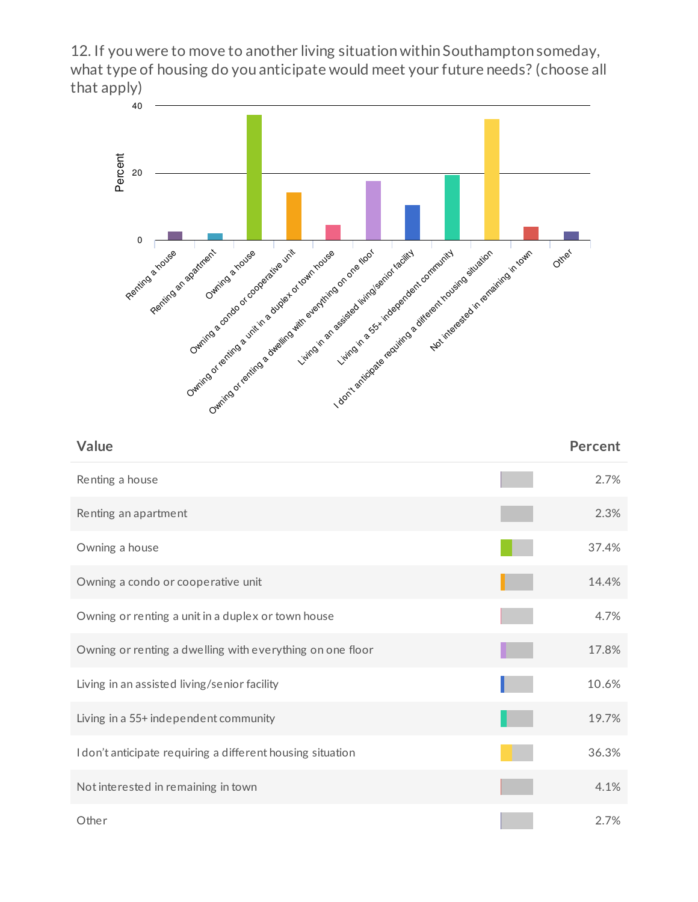12. If you were to move to another living situation within Southampton someday, what type of housing do you anticipate would meet your future needs? (choose all that apply)

| Value | Percent |
| --- | --- |
| Renting a house | 2.7% |
| Renting an apartment | 2.3% |
| Owning a house | 37.4% |
| Owning a condo or cooperative unit | 14.4% |
| Owning or renting a unit in a duplex or town house | 4.7% |
| Owning or renting a dwelling with everything on one floor | 17.8% |
| Living in an assisted living/senior facility | 10.6% |
| Living in a 55+ independent community | 19.7% |
| I don't anticipate requiring a different housing situation | 36.3% |
| Not interested in remaining in town | 4.1% |
| Other | 2.7% |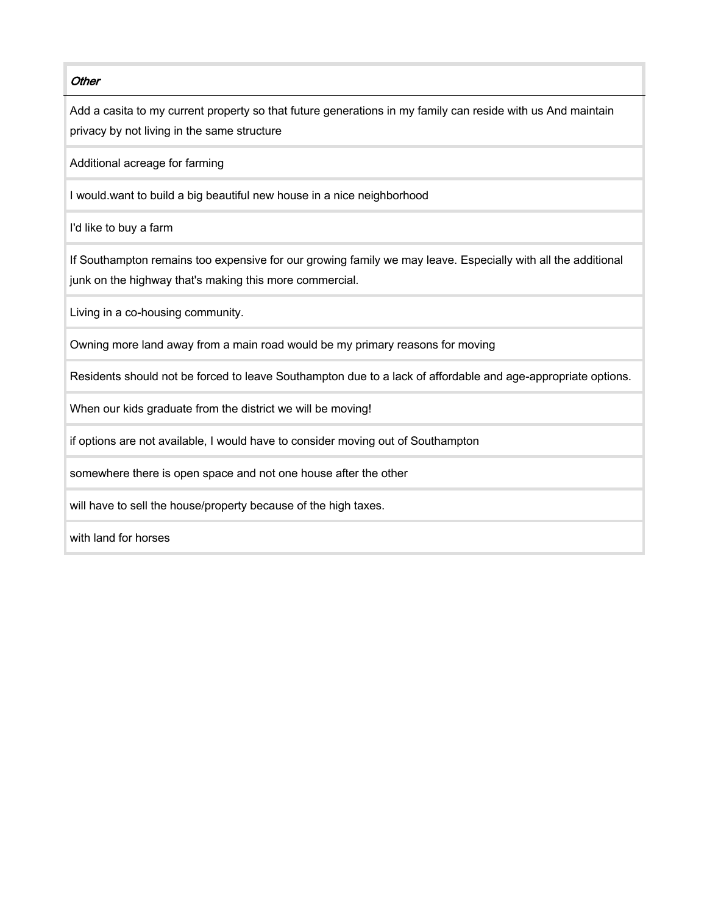| *Other* |
| --- |
| Add a casita to my current property so that future generations in my family can reside with us And maintain privacy by not living in the same structure |
| Additional acreage for farming |
| I would.want to build a big beautiful new house in a nice neighborhood |
| I'd like to buy a farm |
| If Southampton remains too expensive for our growing family we may leave. Especially with all the additional junk on the highway that's making this more commercial. |
| Living in a co-housing community. |
| Owning more land away from a main road would be my primary reasons for moving |
| Residents should not be forced to leave Southampton due to a lack of affordable and age-appropriate options. |
| When our kids graduate from the district we will be moving! |
| if options are not available, I would have to consider moving out of Southampton |
| somewhere there is open space and not one house after the other |
| will have to sell the house/property because of the high taxes. |
| with land for horses |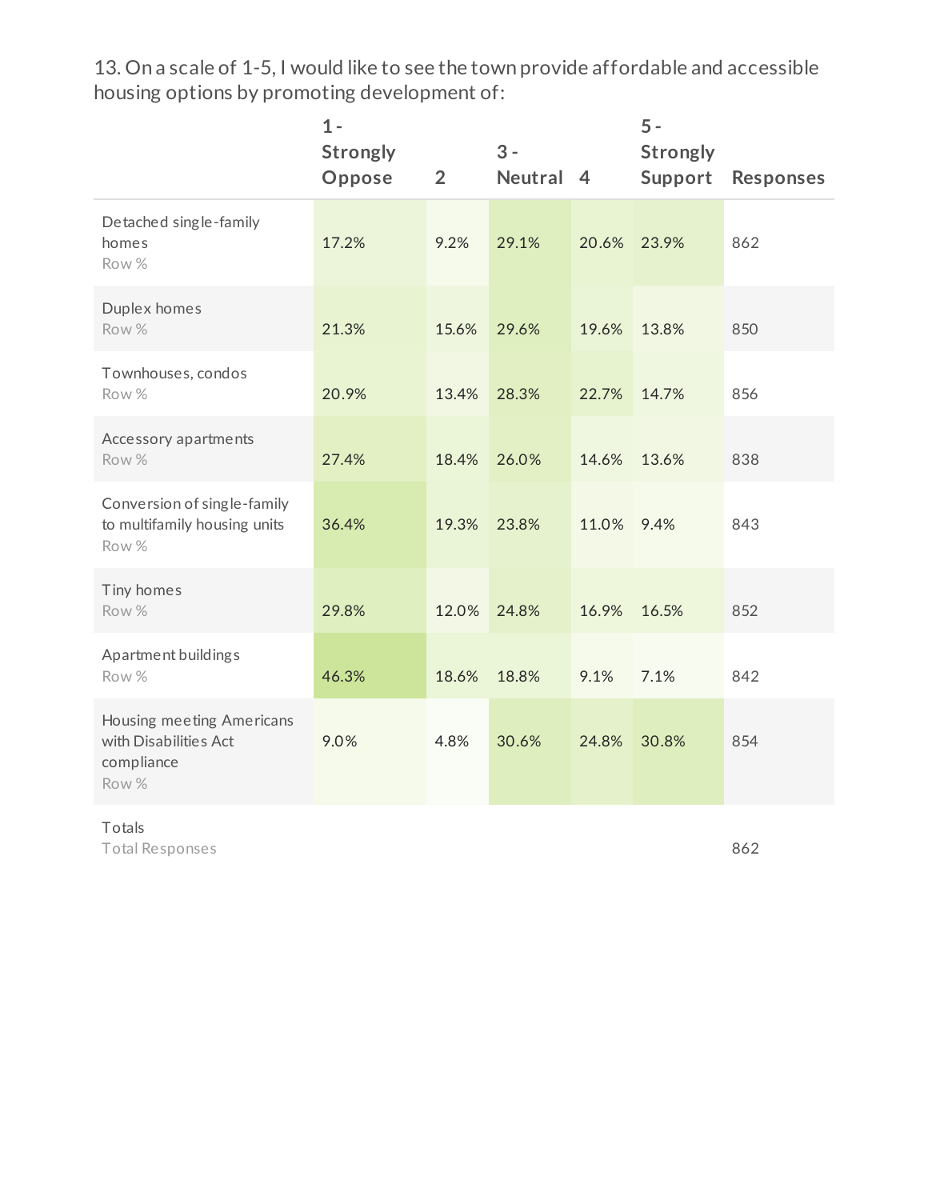13. On a scale of 1-5, I would like to see the town provide affordable and accessible housing options by promoting development of:

| | 1 - Strongly Oppose | 2 | 3 - Neutral | 4 | 5 - Strongly Support | Responses |
|---|---|---|---|---|---|---|
| Detached single-family homes<br>Row % | 17.2% | 9.2% | 29.1% | 20.6% | 23.9% | 862 |
| Duplex homes<br>Row % | 21.3% | 15.6% | 29.6% | 19.6% | 13.8% | 850 |
| Townhouses, condos<br>Row % | 20.9% | 13.4% | 28.3% | 22.7% | 14.7% | 856 |
| Accessory apartments<br>Row % | 27.4% | 18.4% | 26.0% | 14.6% | 13.6% | 838 |
| Conversion of single-family to multifamily housing units<br>Row % | 36.4% | 19.3% | 23.8% | 11.0% | 9.4% | 843 |
| Tiny homes<br>Row % | 29.8% | 12.0% | 24.8% | 16.9% | 16.5% | 852 |
| Apartment buildings<br>Row % | 46.3% | 18.6% | 18.8% | 9.1% | 7.1% | 842 |
| Housing meeting Americans with Disabilities Act compliance<br>Row % | 9.0% | 4.8% | 30.6% | 24.8% | 30.8% | 854 |
| Totals<br>Total Responses | | | | | | 862 |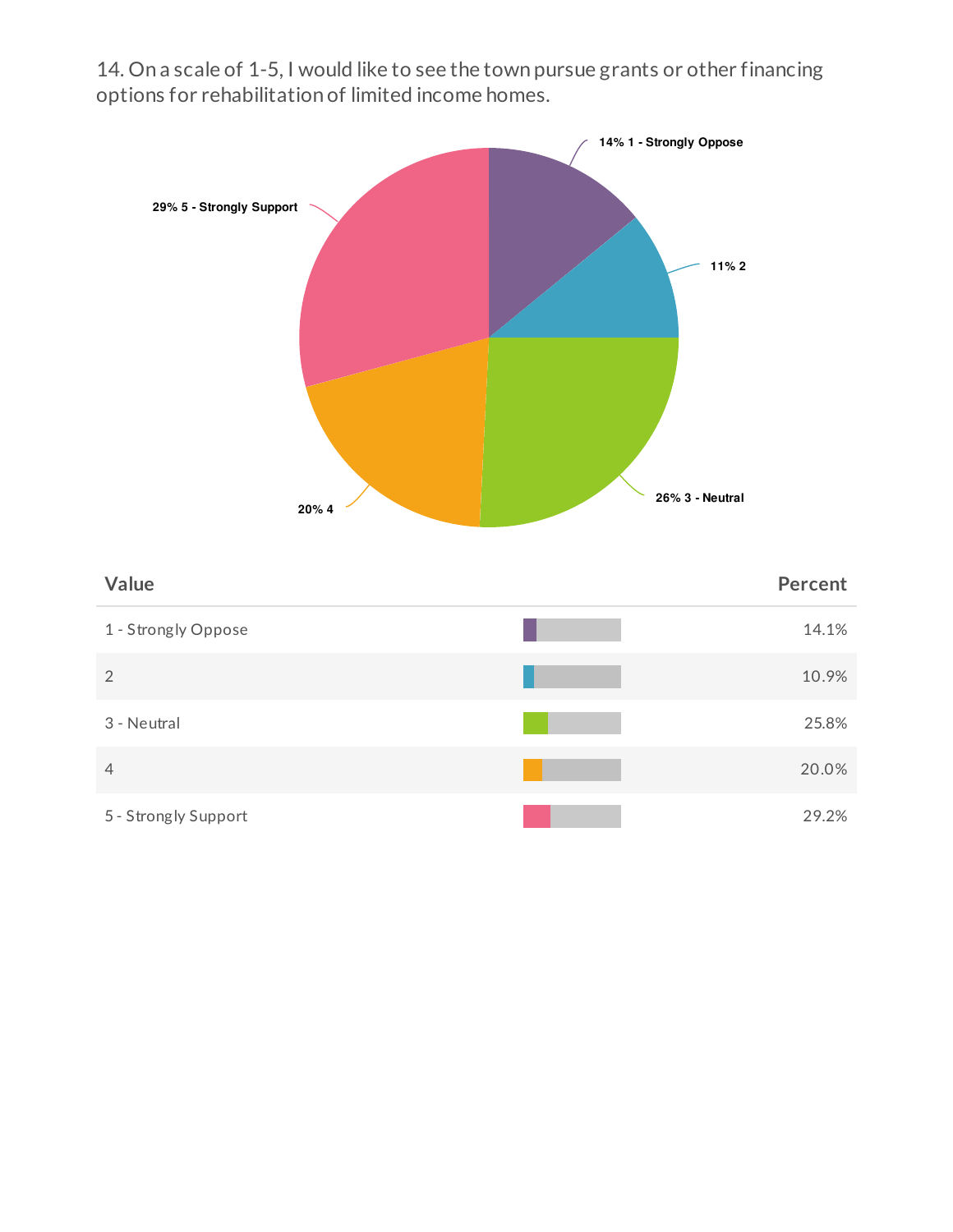14. On a scale of 1-5, I would like to see the town pursue grants or other financing options for rehabilitation of limited income homes.

| Value | Percent |
| --- | --- |
| 1 - Strongly Oppose | 14.1% |
| 2 | 10.9% |
| 3 - Neutral | 25.8% |
| 4 | 20.0% |
| 5 - Strongly Support | 29.2% |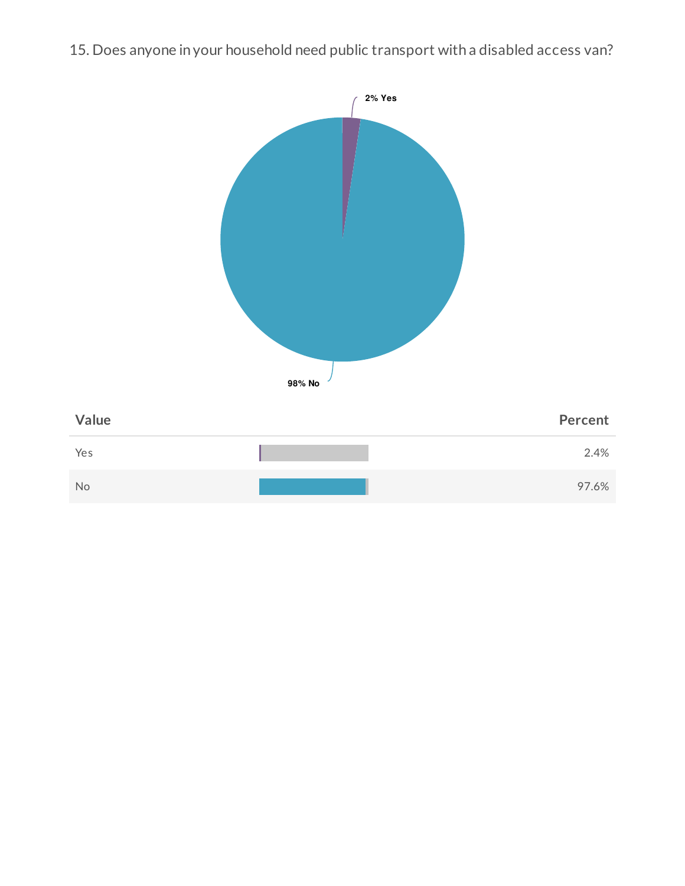15. Does anyone in your household need public transport with a disabled access van?

2% Yes

98% No

| Value | Percent |
| --- | --- |
| Yes | 2.4% |
| No | 97.6% |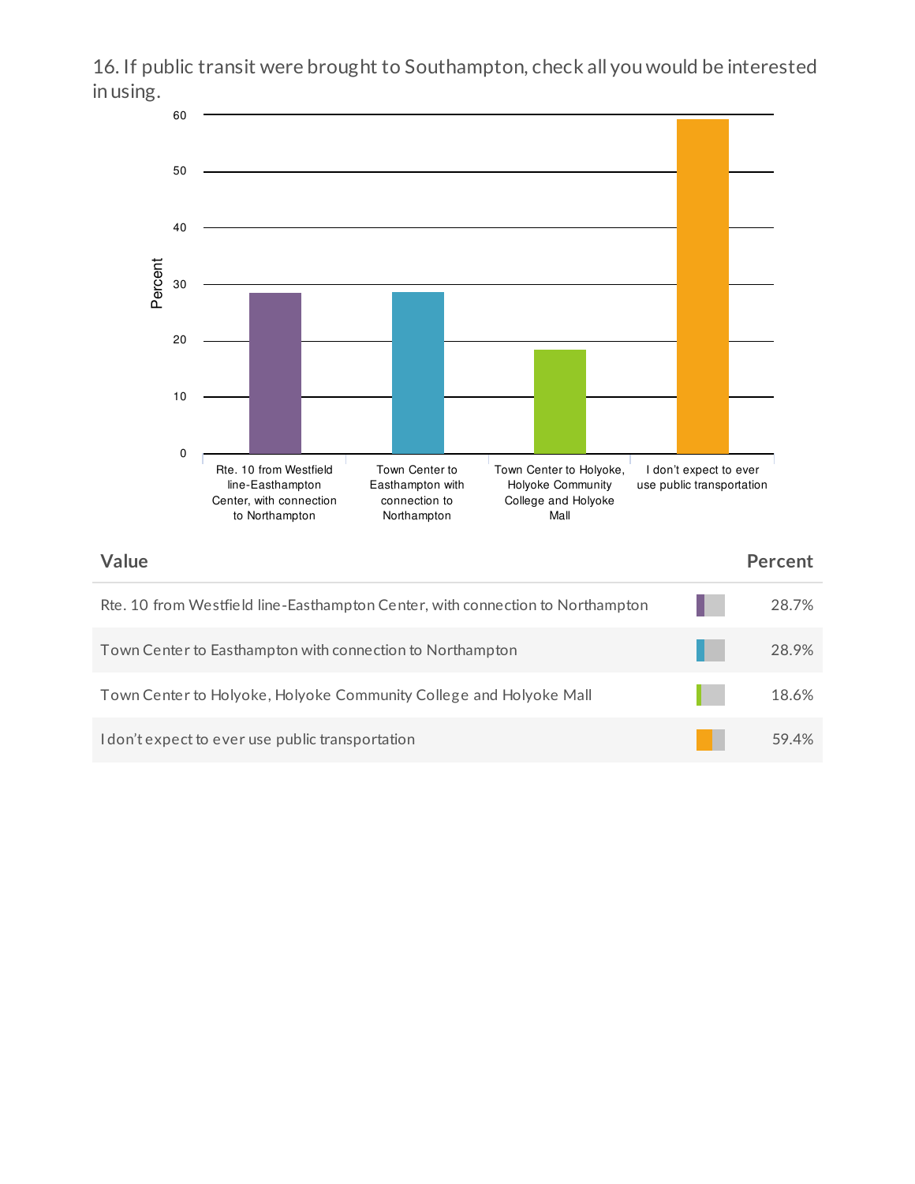16. If public transit were brought to Southampton, check all you would be interested in using.

| Value | Percent |
| --- | --- |
| Rte. 10 from Westfield line-Easthampton Center, with connection to Northampton | 28.7% |
| Town Center to Easthampton with connection to Northampton | 28.9% |
| Town Center to Holyoke, Holyoke Community College and Holyoke Mall | 18.6% |
| I don't expect to ever use public transportation | 59.4% |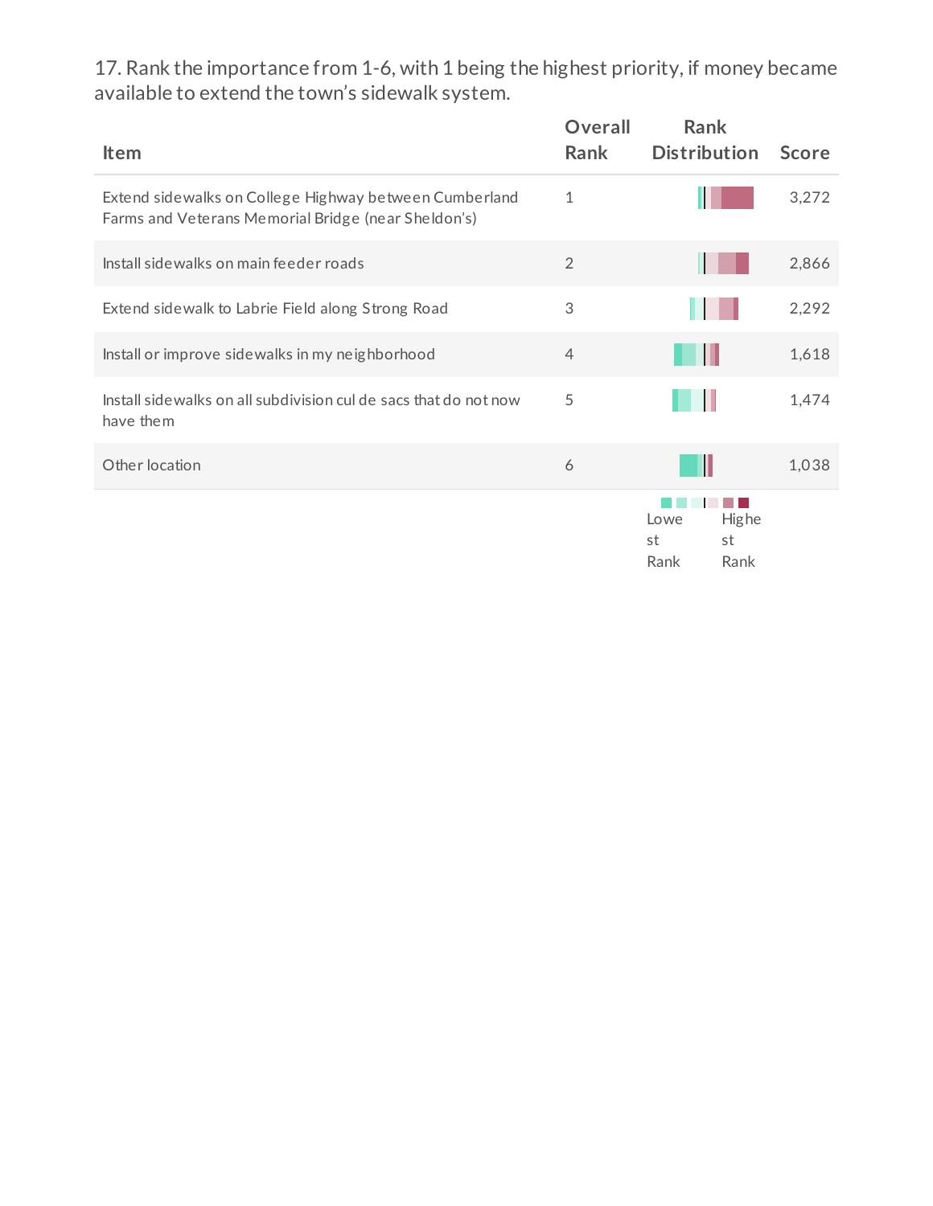17. Rank the importance from 1-6, with 1 being the highest priority, if money became available to extend the town's sidewalk system.

| Item | Overall Rank | Rank Distribution | Score |
|---|---|---|---|
| Extend sidewalks on College Highway between Cumberland Farms and Veterans Memorial Bridge (near Sheldon's) | 1 | | 3,272 |
| Install sidewalks on main feeder roads | 2 | | 2,866 |
| Extend sidewalk to Labrie Field along Strong Road | 3 | | 2,292 |
| Install or improve sidewalks in my neighborhood | 4 | | 1,618 |
| Install sidewalks on all subdivision cul de sacs that do not now have them | 5 | | 1,474 |
| Other location | 6 | | 1,038 |

Lowest Rank — Highest Rank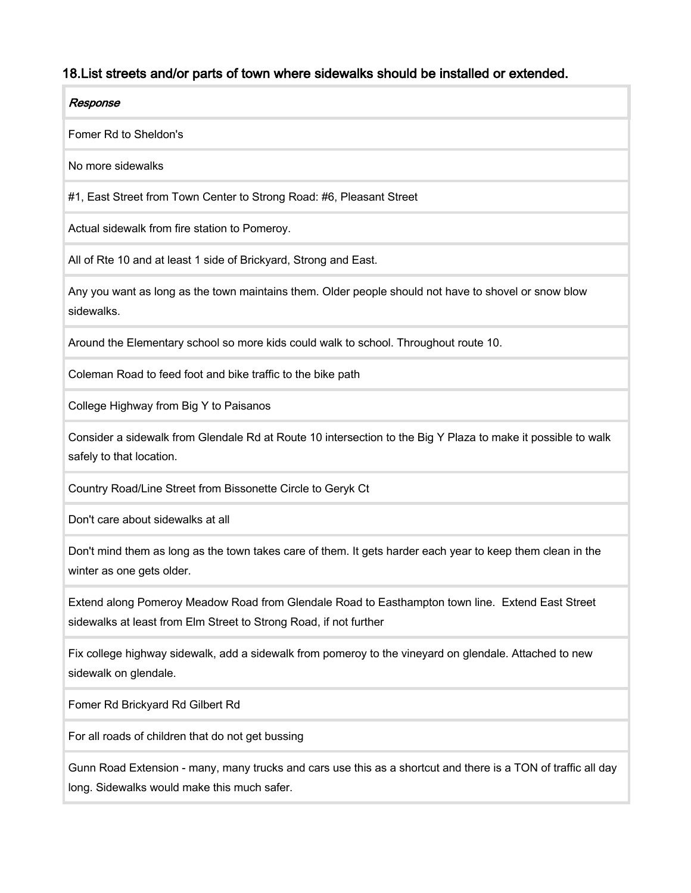### 18.List streets and/or parts of town where sidewalks should be installed or extended.

| *Response* |
| --- |
| Fomer Rd to Sheldon's |
| No more sidewalks |
| #1, East Street from Town Center to Strong Road: #6, Pleasant Street |
| Actual sidewalk from fire station to Pomeroy. |
| All of Rte 10 and at least 1 side of Brickyard, Strong and East. |
| Any you want as long as the town maintains them. Older people should not have to shovel or snow blow sidewalks. |
| Around the Elementary school so more kids could walk to school. Throughout route 10. |
| Coleman Road to feed foot and bike traffic to the bike path |
| College Highway from Big Y to Paisanos |
| Consider a sidewalk from Glendale Rd at Route 10 intersection to the Big Y Plaza to make it possible to walk safely to that location. |
| Country Road/Line Street from Bissonette Circle to Geryk Ct |
| Don't care about sidewalks at all |
| Don't mind them as long as the town takes care of them. It gets harder each year to keep them clean in the winter as one gets older. |
| Extend along Pomeroy Meadow Road from Glendale Road to Easthampton town line.  Extend East Street sidewalks at least from Elm Street to Strong Road, if not further |
| Fix college highway sidewalk, add a sidewalk from pomeroy to the vineyard on glendale. Attached to new sidewalk on glendale. |
| Fomer Rd Brickyard Rd Gilbert Rd |
| For all roads of children that do not get bussing |
| Gunn Road Extension - many, many trucks and cars use this as a shortcut and there is a TON of traffic all day long. Sidewalks would make this much safer. |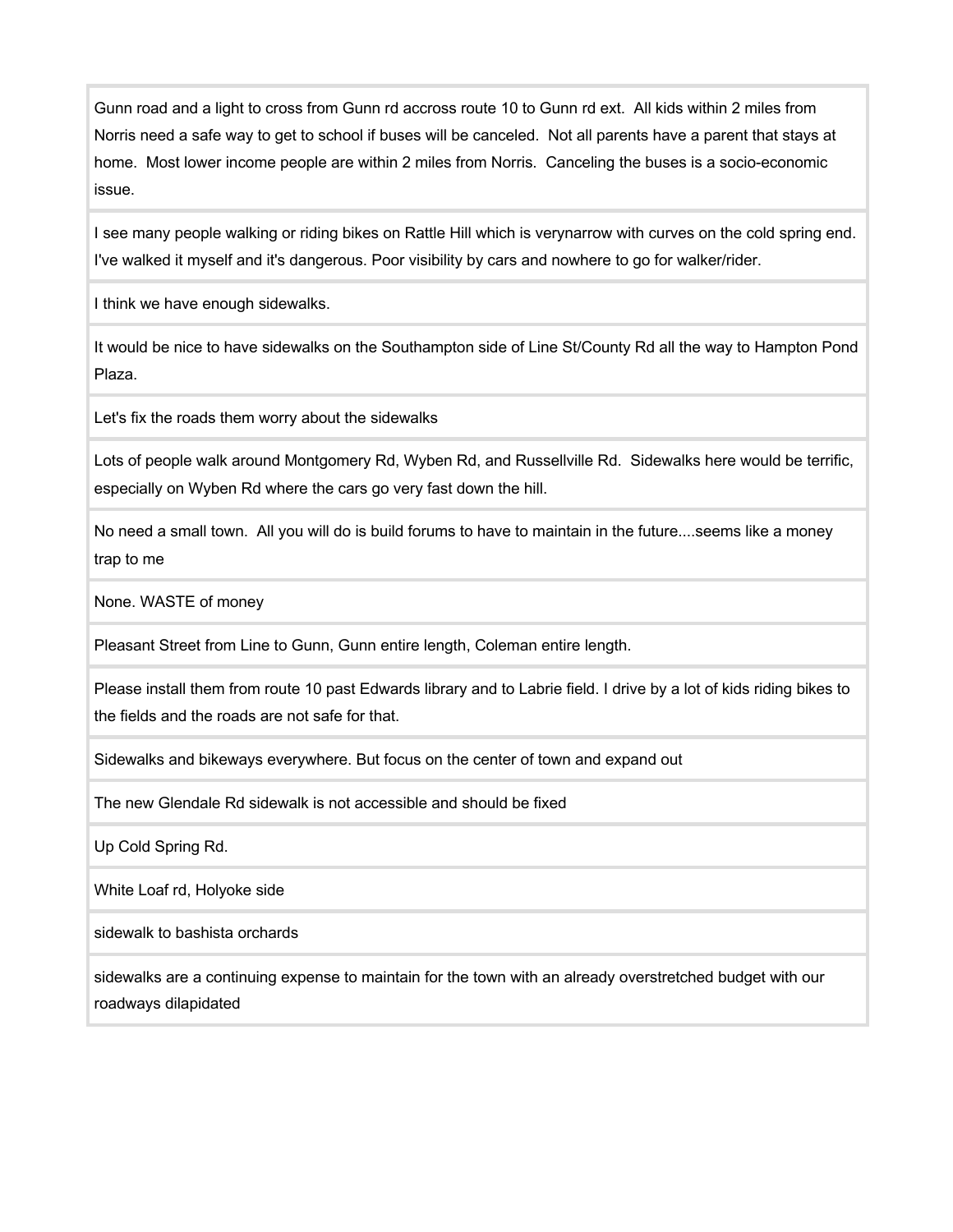| |
|---|
| Gunn road and a light to cross from Gunn rd accross route 10 to Gunn rd ext. All kids within 2 miles from Norris need a safe way to get to school if buses will be canceled. Not all parents have a parent that stays at home. Most lower income people are within 2 miles from Norris. Canceling the buses is a socio-economic issue. |
| I see many people walking or riding bikes on Rattle Hill which is verynarrow with curves on the cold spring end. I've walked it myself and it's dangerous. Poor visibility by cars and nowhere to go for walker/rider. |
| I think we have enough sidewalks. |
| It would be nice to have sidewalks on the Southampton side of Line St/County Rd all the way to Hampton Pond Plaza. |
| Let's fix the roads them worry about the sidewalks |
| Lots of people walk around Montgomery Rd, Wyben Rd, and Russellville Rd. Sidewalks here would be terrific, especially on Wyben Rd where the cars go very fast down the hill. |
| No need a small town. All you will do is build forums to have to maintain in the future....seems like a money trap to me |
| None. WASTE of money |
| Pleasant Street from Line to Gunn, Gunn entire length, Coleman entire length. |
| Please install them from route 10 past Edwards library and to Labrie field. I drive by a lot of kids riding bikes to the fields and the roads are not safe for that. |
| Sidewalks and bikeways everywhere. But focus on the center of town and expand out |
| The new Glendale Rd sidewalk is not accessible and should be fixed |
| Up Cold Spring Rd. |
| White Loaf rd, Holyoke side |
| sidewalk to bashista orchards |
| sidewalks are a continuing expense to maintain for the town with an already overstretched budget with our roadways dilapidated |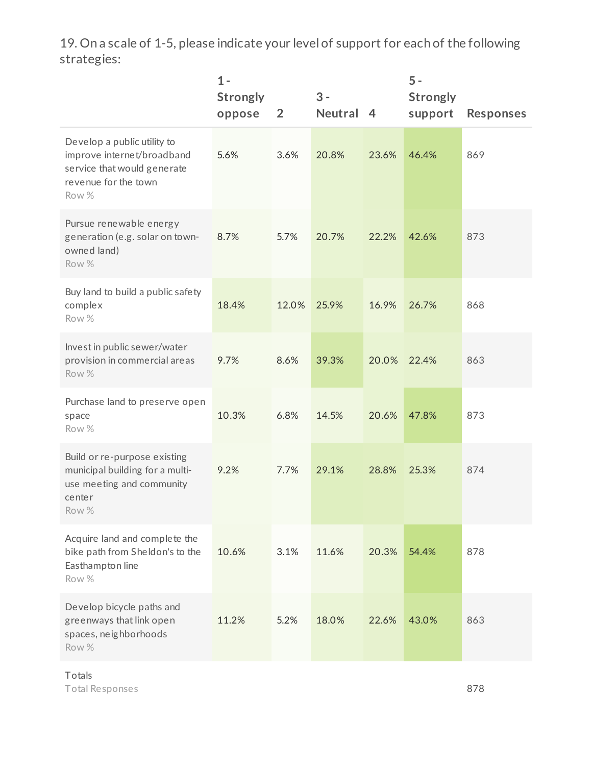19. On a scale of 1-5, please indicate your level of support for each of the following strategies:

| | 1 - Strongly oppose | 2 | 3 - Neutral | 4 | 5 - Strongly support | Responses |
|---|---|---|---|---|---|---|
| Develop a public utility to improve internet/broadband service that would generate revenue for the town<br>Row % | 5.6% | 3.6% | 20.8% | 23.6% | 46.4% | 869 |
| Pursue renewable energy generation (e.g. solar on town-owned land)<br>Row % | 8.7% | 5.7% | 20.7% | 22.2% | 42.6% | 873 |
| Buy land to build a public safety complex<br>Row % | 18.4% | 12.0% | 25.9% | 16.9% | 26.7% | 868 |
| Invest in public sewer/water provision in commercial areas<br>Row % | 9.7% | 8.6% | 39.3% | 20.0% | 22.4% | 863 |
| Purchase land to preserve open space<br>Row % | 10.3% | 6.8% | 14.5% | 20.6% | 47.8% | 873 |
| Build or re-purpose existing municipal building for a multi-use meeting and community center<br>Row % | 9.2% | 7.7% | 29.1% | 28.8% | 25.3% | 874 |
| Acquire land and complete the bike path from Sheldon's to the Easthampton line<br>Row % | 10.6% | 3.1% | 11.6% | 20.3% | 54.4% | 878 |
| Develop bicycle paths and greenways that link open spaces, neighborhoods<br>Row % | 11.2% | 5.2% | 18.0% | 22.6% | 43.0% | 863 |
| Totals<br>Total Responses | | | | | | 878 |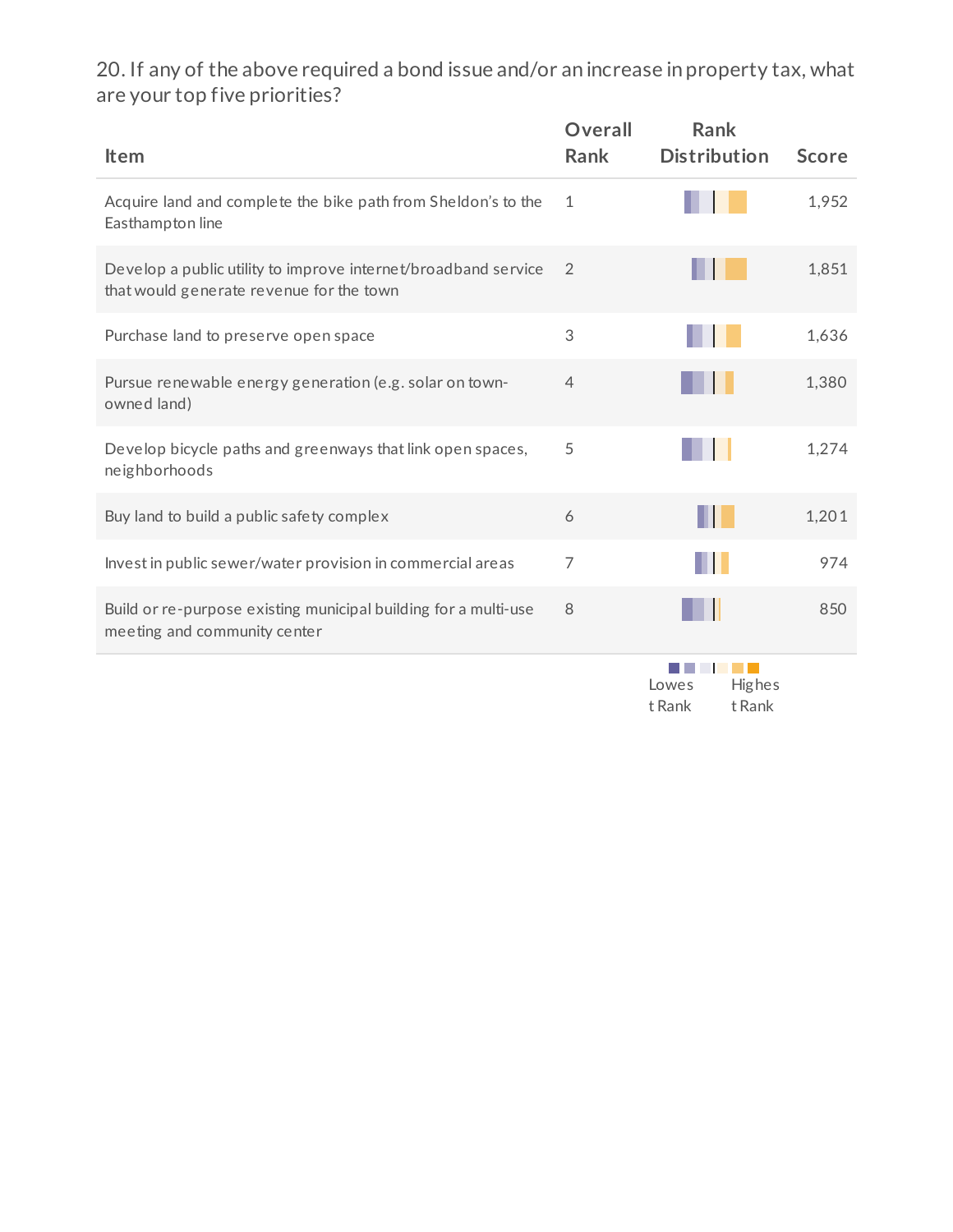20. If any of the above required a bond issue and/or an increase in property tax, what are your top five priorities?

| Item | Overall Rank | Rank Distribution | Score |
|---|---|---|---|
| Acquire land and complete the bike path from Sheldon's to the Easthampton line | 1 | | 1,952 |
| Develop a public utility to improve internet/broadband service that would generate revenue for the town | 2 | | 1,851 |
| Purchase land to preserve open space | 3 | | 1,636 |
| Pursue renewable energy generation (e.g. solar on town-owned land) | 4 | | 1,380 |
| Develop bicycle paths and greenways that link open spaces, neighborhoods | 5 | | 1,274 |
| Buy land to build a public safety complex | 6 | | 1,201 |
| Invest in public sewer/water provision in commercial areas | 7 | | 974 |
| Build or re-purpose existing municipal building for a multi-use meeting and community center | 8 | | 850 |

Lowest Rank — Highest Rank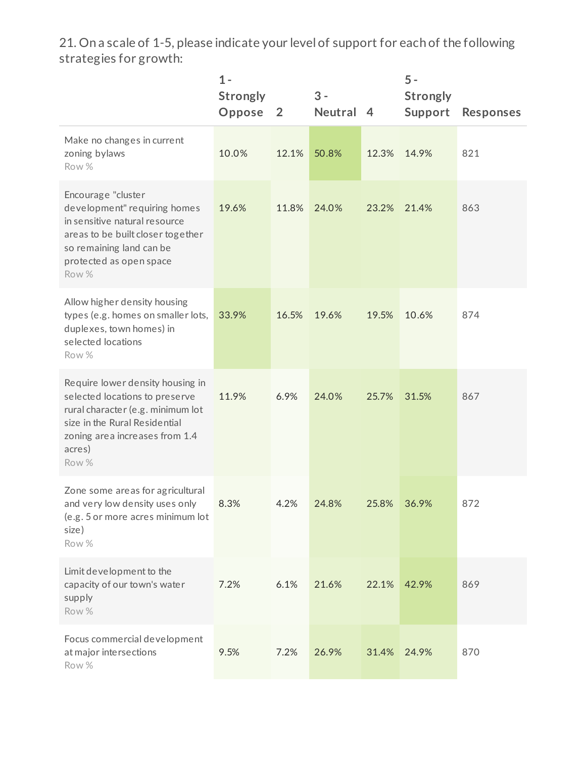21. On a scale of 1-5, please indicate your level of support for each of the following strategies for growth:

| | 1 - Strongly Oppose | 2 | 3 - Neutral | 4 | 5 - Strongly Support | Responses |
|---|---|---|---|---|---|---|
| Make no changes in current zoning bylaws<br>Row % | 10.0% | 12.1% | 50.8% | 12.3% | 14.9% | 821 |
| Encourage "cluster development" requiring homes in sensitive natural resource areas to be built closer together so remaining land can be protected as open space<br>Row % | 19.6% | 11.8% | 24.0% | 23.2% | 21.4% | 863 |
| Allow higher density housing types (e.g. homes on smaller lots, duplexes, town homes) in selected locations<br>Row % | 33.9% | 16.5% | 19.6% | 19.5% | 10.6% | 874 |
| Require lower density housing in selected locations to preserve rural character (e.g. minimum lot size in the Rural Residential zoning area increases from 1.4 acres)<br>Row % | 11.9% | 6.9% | 24.0% | 25.7% | 31.5% | 867 |
| Zone some areas for agricultural and very low density uses only (e.g. 5 or more acres minimum lot size)<br>Row % | 8.3% | 4.2% | 24.8% | 25.8% | 36.9% | 872 |
| Limit development to the capacity of our town's water supply<br>Row % | 7.2% | 6.1% | 21.6% | 22.1% | 42.9% | 869 |
| Focus commercial development at major intersections<br>Row % | 9.5% | 7.2% | 26.9% | 31.4% | 24.9% | 870 |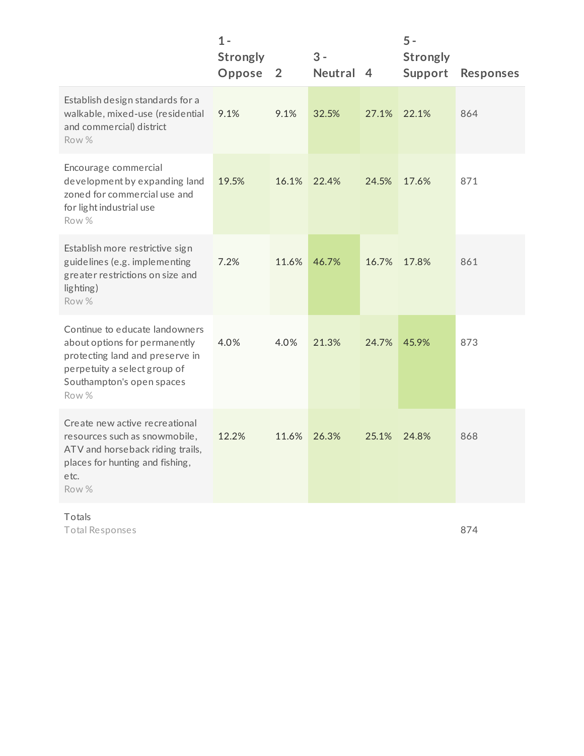| | 1 - Strongly Oppose | 2 | 3 - Neutral | 4 | 5 - Strongly Support | Responses |
|---|---|---|---|---|---|---|
| Establish design standards for a walkable, mixed-use (residential and commercial) district<br>Row % | 9.1% | 9.1% | 32.5% | 27.1% | 22.1% | 864 |
| Encourage commercial development by expanding land zoned for commercial use and for light industrial use<br>Row % | 19.5% | 16.1% | 22.4% | 24.5% | 17.6% | 871 |
| Establish more restrictive sign guidelines (e.g. implementing greater restrictions on size and lighting)<br>Row % | 7.2% | 11.6% | 46.7% | 16.7% | 17.8% | 861 |
| Continue to educate landowners about options for permanently protecting land and preserve in perpetuity a select group of Southampton's open spaces<br>Row % | 4.0% | 4.0% | 21.3% | 24.7% | 45.9% | 873 |
| Create new active recreational resources such as snowmobile, ATV and horseback riding trails, places for hunting and fishing, etc.<br>Row % | 12.2% | 11.6% | 26.3% | 25.1% | 24.8% | 868 |
| Totals<br>Total Responses | | | | | | 874 |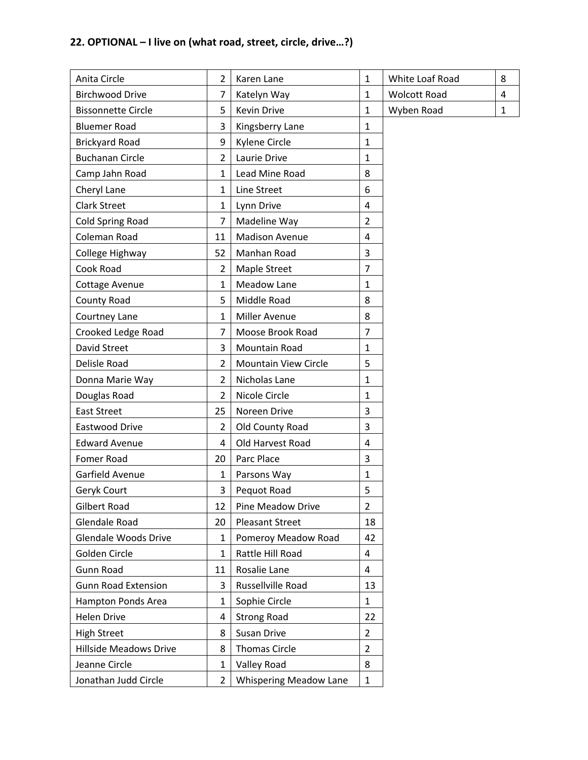**22. OPTIONAL – I live on (what road, street, circle, drive…?)**

| | | | | | |
|---|---|---|---|---|---|
| Anita Circle | 2 | Karen Lane | 1 | White Loaf Road | 8 |
| Birchwood Drive | 7 | Katelyn Way | 1 | Wolcott Road | 4 |
| Bissonnette Circle | 5 | Kevin Drive | 1 | Wyben Road | 1 |
| Bluemer Road | 3 | Kingsberry Lane | 1 | | |
| Brickyard Road | 9 | Kylene Circle | 1 | | |
| Buchanan Circle | 2 | Laurie Drive | 1 | | |
| Camp Jahn Road | 1 | Lead Mine Road | 8 | | |
| Cheryl Lane | 1 | Line Street | 6 | | |
| Clark Street | 1 | Lynn Drive | 4 | | |
| Cold Spring Road | 7 | Madeline Way | 2 | | |
| Coleman Road | 11 | Madison Avenue | 4 | | |
| College Highway | 52 | Manhan Road | 3 | | |
| Cook Road | 2 | Maple Street | 7 | | |
| Cottage Avenue | 1 | Meadow Lane | 1 | | |
| County Road | 5 | Middle Road | 8 | | |
| Courtney Lane | 1 | Miller Avenue | 8 | | |
| Crooked Ledge Road | 7 | Moose Brook Road | 7 | | |
| David Street | 3 | Mountain Road | 1 | | |
| Delisle Road | 2 | Mountain View Circle | 5 | | |
| Donna Marie Way | 2 | Nicholas Lane | 1 | | |
| Douglas Road | 2 | Nicole Circle | 1 | | |
| East Street | 25 | Noreen Drive | 3 | | |
| Eastwood Drive | 2 | Old County Road | 3 | | |
| Edward Avenue | 4 | Old Harvest Road | 4 | | |
| Fomer Road | 20 | Parc Place | 3 | | |
| Garfield Avenue | 1 | Parsons Way | 1 | | |
| Geryk Court | 3 | Pequot Road | 5 | | |
| Gilbert Road | 12 | Pine Meadow Drive | 2 | | |
| Glendale Road | 20 | Pleasant Street | 18 | | |
| Glendale Woods Drive | 1 | Pomeroy Meadow Road | 42 | | |
| Golden Circle | 1 | Rattle Hill Road | 4 | | |
| Gunn Road | 11 | Rosalie Lane | 4 | | |
| Gunn Road Extension | 3 | Russellville Road | 13 | | |
| Hampton Ponds Area | 1 | Sophie Circle | 1 | | |
| Helen Drive | 4 | Strong Road | 22 | | |
| High Street | 8 | Susan Drive | 2 | | |
| Hillside Meadows Drive | 8 | Thomas Circle | 2 | | |
| Jeanne Circle | 1 | Valley Road | 8 | | |
| Jonathan Judd Circle | 2 | Whispering Meadow Lane | 1 | | |